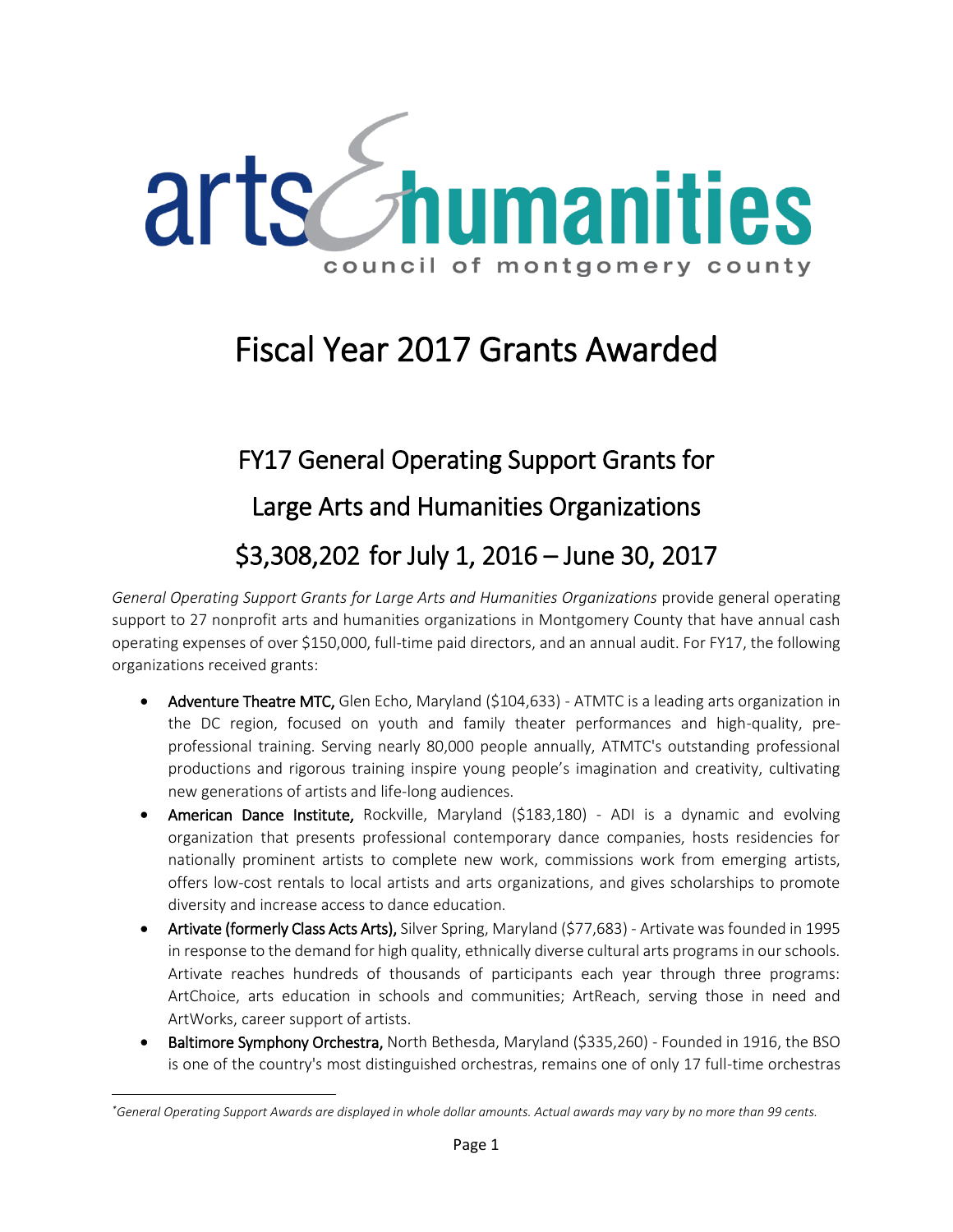arts & humanities council of montgomery county

# Fiscal Year 2017 Grants Awarded

## FY17 General Operating Support Grants for Large Arts and Humanities Organizations $3,308,202 for July 1, 2016 – June 30, 2017

*General Operating Support Grants for Large Arts and Humanities Organizations* provide general operating support to 27 nonprofit arts and humanities organizations in Montgomery County that have annual cash operating expenses of over $150,000, full-time paid directors, and an annual audit. For FY17, the following organizations received grants:

- **Adventure Theatre MTC,** Glen Echo, Maryland ($104,633) - ATMTC is a leading arts organization in the DC region, focused on youth and family theater performances and high-quality, pre-professional training. Serving nearly 80,000 people annually, ATMTC's outstanding professional productions and rigorous training inspire young people's imagination and creativity, cultivating new generations of artists and life-long audiences.
- **American Dance Institute,** Rockville, Maryland ($183,180) - ADI is a dynamic and evolving organization that presents professional contemporary dance companies, hosts residencies for nationally prominent artists to complete new work, commissions work from emerging artists, offers low-cost rentals to local artists and arts organizations, and gives scholarships to promote diversity and increase access to dance education.
- **Artivate (formerly Class Acts Arts),** Silver Spring, Maryland ($77,683) - Artivate was founded in 1995 in response to the demand for high quality, ethnically diverse cultural arts programs in our schools. Artivate reaches hundreds of thousands of participants each year through three programs: ArtChoice, arts education in schools and communities; ArtReach, serving those in need and ArtWorks, career support of artists.
- **Baltimore Symphony Orchestra,** North Bethesda, Maryland ($335,260) - Founded in 1916, the BSO is one of the country's most distinguished orchestras, remains one of only 17 full-time orchestras

*General Operating Support Awards are displayed in whole dollar amounts. Actual awards may vary by no more than 99 cents.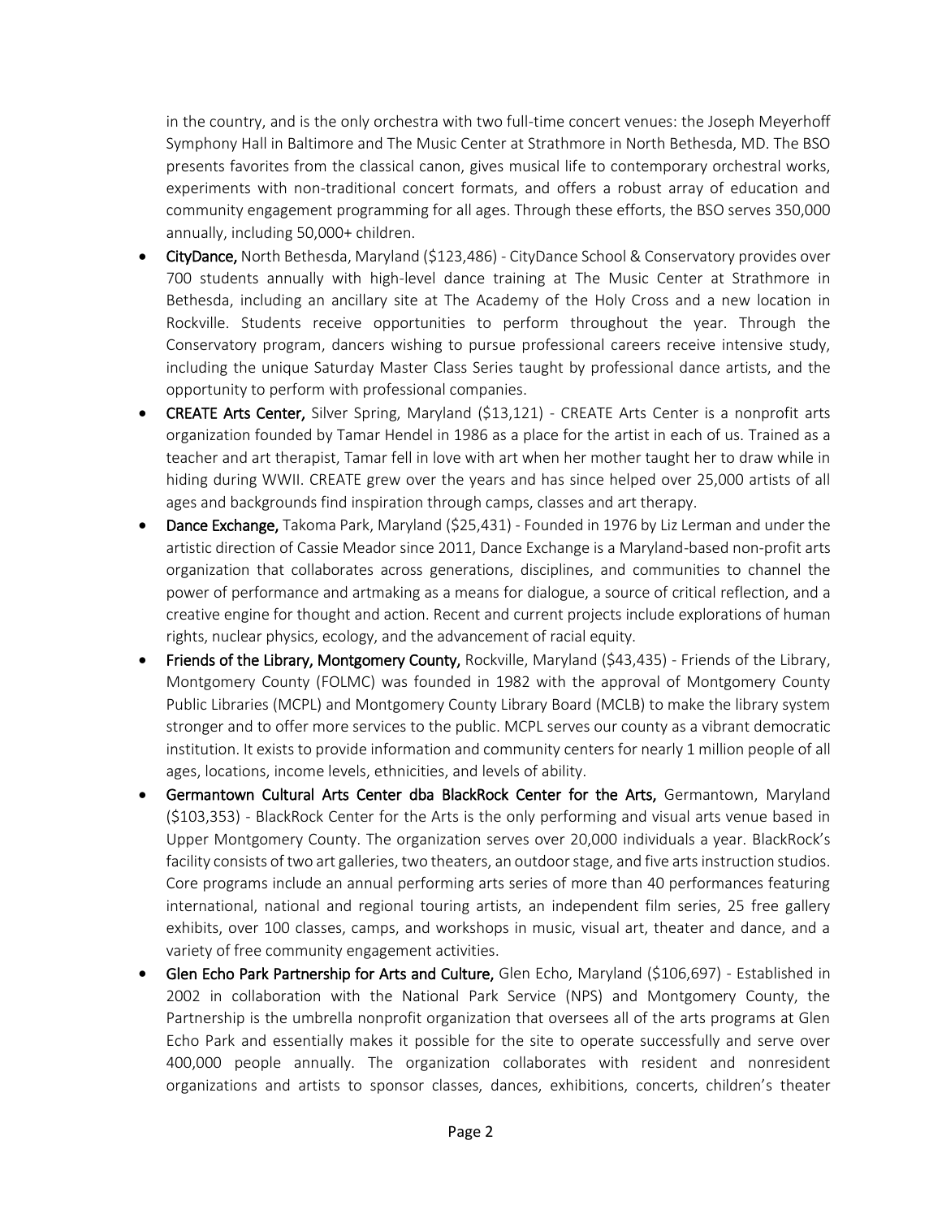in the country, and is the only orchestra with two full-time concert venues: the Joseph Meyerhoff Symphony Hall in Baltimore and The Music Center at Strathmore in North Bethesda, MD. The BSO presents favorites from the classical canon, gives musical life to contemporary orchestral works, experiments with non-traditional concert formats, and offers a robust array of education and community engagement programming for all ages. Through these efforts, the BSO serves 350,000 annually, including 50,000+ children.

- **CityDance,** North Bethesda, Maryland ($123,486) - CityDance School & Conservatory provides over 700 students annually with high-level dance training at The Music Center at Strathmore in Bethesda, including an ancillary site at The Academy of the Holy Cross and a new location in Rockville. Students receive opportunities to perform throughout the year. Through the Conservatory program, dancers wishing to pursue professional careers receive intensive study, including the unique Saturday Master Class Series taught by professional dance artists, and the opportunity to perform with professional companies.
- **CREATE Arts Center,** Silver Spring, Maryland ($13,121) - CREATE Arts Center is a nonprofit arts organization founded by Tamar Hendel in 1986 as a place for the artist in each of us. Trained as a teacher and art therapist, Tamar fell in love with art when her mother taught her to draw while in hiding during WWII. CREATE grew over the years and has since helped over 25,000 artists of all ages and backgrounds find inspiration through camps, classes and art therapy.
- **Dance Exchange,** Takoma Park, Maryland ($25,431) - Founded in 1976 by Liz Lerman and under the artistic direction of Cassie Meador since 2011, Dance Exchange is a Maryland-based non-profit arts organization that collaborates across generations, disciplines, and communities to channel the power of performance and artmaking as a means for dialogue, a source of critical reflection, and a creative engine for thought and action. Recent and current projects include explorations of human rights, nuclear physics, ecology, and the advancement of racial equity.
- **Friends of the Library, Montgomery County,** Rockville, Maryland ($43,435) - Friends of the Library, Montgomery County (FOLMC) was founded in 1982 with the approval of Montgomery County Public Libraries (MCPL) and Montgomery County Library Board (MCLB) to make the library system stronger and to offer more services to the public. MCPL serves our county as a vibrant democratic institution. It exists to provide information and community centers for nearly 1 million people of all ages, locations, income levels, ethnicities, and levels of ability.
- **Germantown Cultural Arts Center dba BlackRock Center for the Arts,** Germantown, Maryland ($103,353) - BlackRock Center for the Arts is the only performing and visual arts venue based in Upper Montgomery County. The organization serves over 20,000 individuals a year. BlackRock's facility consists of two art galleries, two theaters, an outdoor stage, and five arts instruction studios. Core programs include an annual performing arts series of more than 40 performances featuring international, national and regional touring artists, an independent film series, 25 free gallery exhibits, over 100 classes, camps, and workshops in music, visual art, theater and dance, and a variety of free community engagement activities.
- **Glen Echo Park Partnership for Arts and Culture,** Glen Echo, Maryland ($106,697) - Established in 2002 in collaboration with the National Park Service (NPS) and Montgomery County, the Partnership is the umbrella nonprofit organization that oversees all of the arts programs at Glen Echo Park and essentially makes it possible for the site to operate successfully and serve over 400,000 people annually. The organization collaborates with resident and nonresident organizations and artists to sponsor classes, dances, exhibitions, concerts, children's theater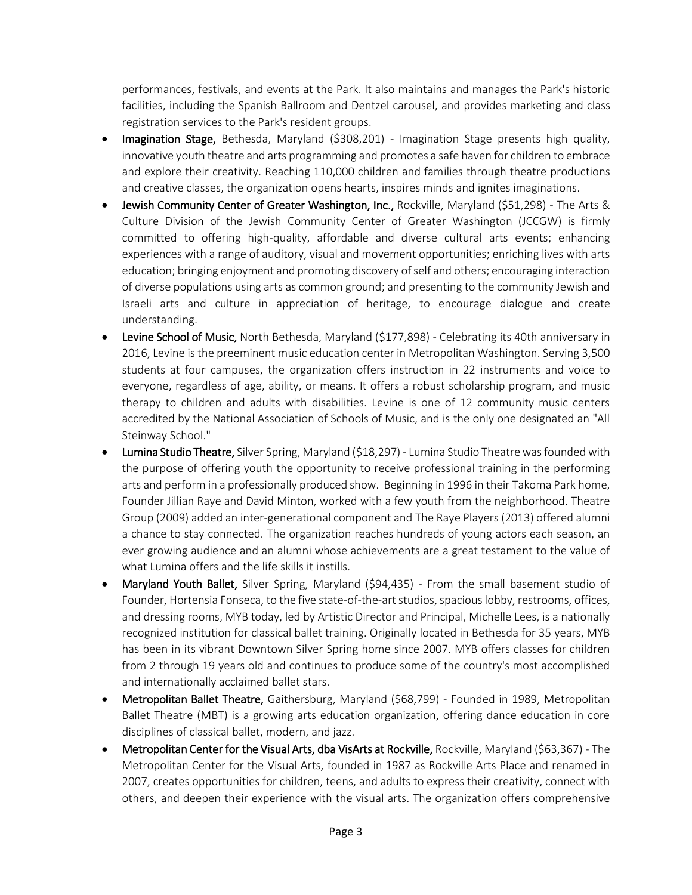performances, festivals, and events at the Park. It also maintains and manages the Park's historic facilities, including the Spanish Ballroom and Dentzel carousel, and provides marketing and class registration services to the Park's resident groups.

- **Imagination Stage,** Bethesda, Maryland ($308,201) - Imagination Stage presents high quality, innovative youth theatre and arts programming and promotes a safe haven for children to embrace and explore their creativity. Reaching 110,000 children and families through theatre productions and creative classes, the organization opens hearts, inspires minds and ignites imaginations.
- **Jewish Community Center of Greater Washington, Inc.,** Rockville, Maryland ($51,298) - The Arts & Culture Division of the Jewish Community Center of Greater Washington (JCCGW) is firmly committed to offering high-quality, affordable and diverse cultural arts events; enhancing experiences with a range of auditory, visual and movement opportunities; enriching lives with arts education; bringing enjoyment and promoting discovery of self and others; encouraging interaction of diverse populations using arts as common ground; and presenting to the community Jewish and Israeli arts and culture in appreciation of heritage, to encourage dialogue and create understanding.
- **Levine School of Music,** North Bethesda, Maryland ($177,898) - Celebrating its 40th anniversary in 2016, Levine is the preeminent music education center in Metropolitan Washington. Serving 3,500 students at four campuses, the organization offers instruction in 22 instruments and voice to everyone, regardless of age, ability, or means. It offers a robust scholarship program, and music therapy to children and adults with disabilities. Levine is one of 12 community music centers accredited by the National Association of Schools of Music, and is the only one designated an "All Steinway School."
- **Lumina Studio Theatre,** Silver Spring, Maryland ($18,297) - Lumina Studio Theatre was founded with the purpose of offering youth the opportunity to receive professional training in the performing arts and perform in a professionally produced show. Beginning in 1996 in their Takoma Park home, Founder Jillian Raye and David Minton, worked with a few youth from the neighborhood. Theatre Group (2009) added an inter-generational component and The Raye Players (2013) offered alumni a chance to stay connected. The organization reaches hundreds of young actors each season, an ever growing audience and an alumni whose achievements are a great testament to the value of what Lumina offers and the life skills it instills.
- **Maryland Youth Ballet,** Silver Spring, Maryland ($94,435) - From the small basement studio of Founder, Hortensia Fonseca, to the five state-of-the-art studios, spacious lobby, restrooms, offices, and dressing rooms, MYB today, led by Artistic Director and Principal, Michelle Lees, is a nationally recognized institution for classical ballet training. Originally located in Bethesda for 35 years, MYB has been in its vibrant Downtown Silver Spring home since 2007. MYB offers classes for children from 2 through 19 years old and continues to produce some of the country's most accomplished and internationally acclaimed ballet stars.
- **Metropolitan Ballet Theatre,** Gaithersburg, Maryland ($68,799) - Founded in 1989, Metropolitan Ballet Theatre (MBT) is a growing arts education organization, offering dance education in core disciplines of classical ballet, modern, and jazz.
- **Metropolitan Center for the Visual Arts, dba VisArts at Rockville,** Rockville, Maryland ($63,367) - The Metropolitan Center for the Visual Arts, founded in 1987 as Rockville Arts Place and renamed in 2007, creates opportunities for children, teens, and adults to express their creativity, connect with others, and deepen their experience with the visual arts. The organization offers comprehensive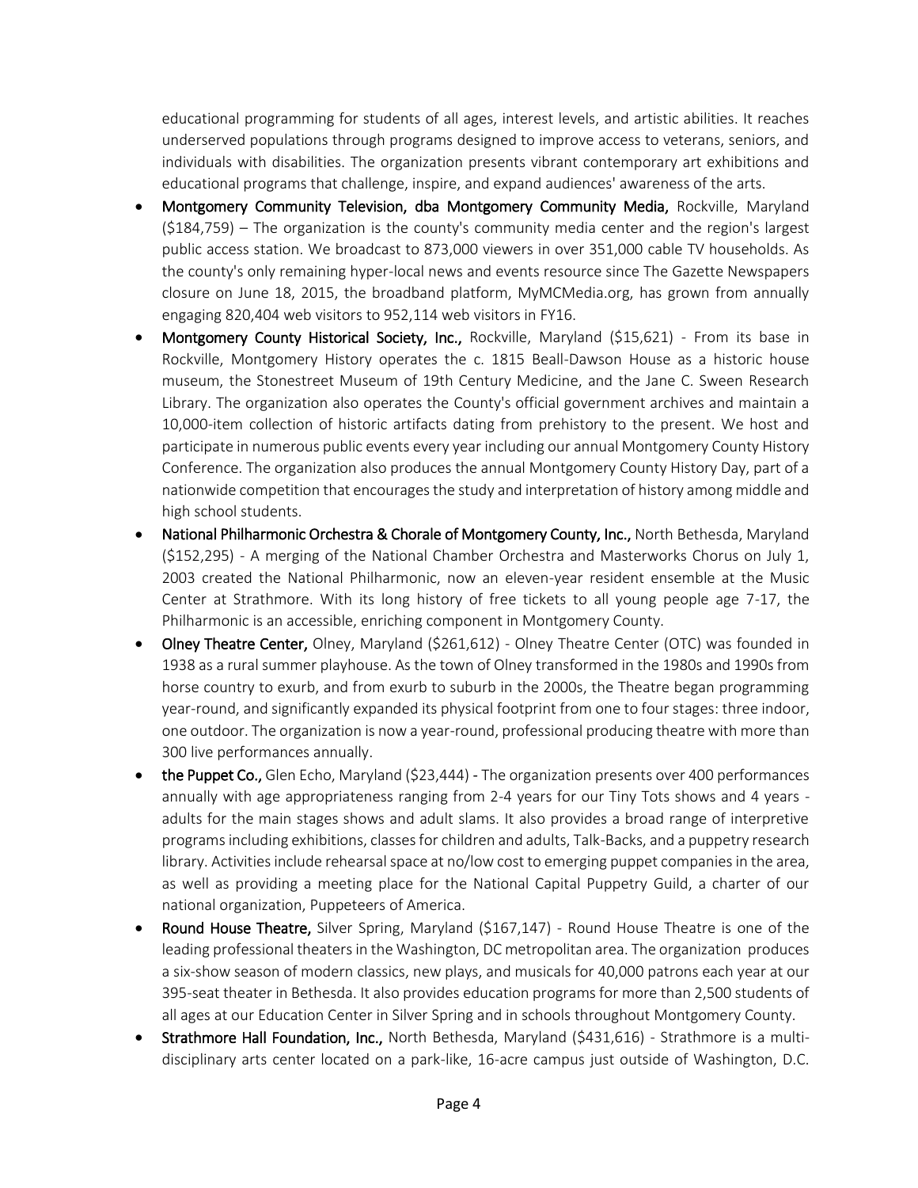educational programming for students of all ages, interest levels, and artistic abilities. It reaches underserved populations through programs designed to improve access to veterans, seniors, and individuals with disabilities. The organization presents vibrant contemporary art exhibitions and educational programs that challenge, inspire, and expand audiences' awareness of the arts.

- **Montgomery Community Television, dba Montgomery Community Media,** Rockville, Maryland ($184,759) – The organization is the county's community media center and the region's largest public access station. We broadcast to 873,000 viewers in over 351,000 cable TV households. As the county's only remaining hyper-local news and events resource since The Gazette Newspapers closure on June 18, 2015, the broadband platform, MyMCMedia.org, has grown from annually engaging 820,404 web visitors to 952,114 web visitors in FY16.
- **Montgomery County Historical Society, Inc.,** Rockville, Maryland ($15,621) - From its base in Rockville, Montgomery History operates the c. 1815 Beall-Dawson House as a historic house museum, the Stonestreet Museum of 19th Century Medicine, and the Jane C. Sween Research Library. The organization also operates the County's official government archives and maintain a 10,000-item collection of historic artifacts dating from prehistory to the present. We host and participate in numerous public events every year including our annual Montgomery County History Conference. The organization also produces the annual Montgomery County History Day, part of a nationwide competition that encourages the study and interpretation of history among middle and high school students.
- **National Philharmonic Orchestra & Chorale of Montgomery County, Inc.,** North Bethesda, Maryland ($152,295) - A merging of the National Chamber Orchestra and Masterworks Chorus on July 1, 2003 created the National Philharmonic, now an eleven-year resident ensemble at the Music Center at Strathmore. With its long history of free tickets to all young people age 7-17, the Philharmonic is an accessible, enriching component in Montgomery County.
- **Olney Theatre Center,** Olney, Maryland ($261,612) - Olney Theatre Center (OTC) was founded in 1938 as a rural summer playhouse. As the town of Olney transformed in the 1980s and 1990s from horse country to exurb, and from exurb to suburb in the 2000s, the Theatre began programming year-round, and significantly expanded its physical footprint from one to four stages: three indoor, one outdoor. The organization is now a year-round, professional producing theatre with more than 300 live performances annually.
- **the Puppet Co.,** Glen Echo, Maryland ($23,444) - The organization presents over 400 performances annually with age appropriateness ranging from 2-4 years for our Tiny Tots shows and 4 years - adults for the main stages shows and adult slams. It also provides a broad range of interpretive programs including exhibitions, classes for children and adults, Talk-Backs, and a puppetry research library. Activities include rehearsal space at no/low cost to emerging puppet companies in the area, as well as providing a meeting place for the National Capital Puppetry Guild, a charter of our national organization, Puppeteers of America.
- **Round House Theatre,** Silver Spring, Maryland ($167,147) - Round House Theatre is one of the leading professional theaters in the Washington, DC metropolitan area. The organization produces a six-show season of modern classics, new plays, and musicals for 40,000 patrons each year at our 395-seat theater in Bethesda. It also provides education programs for more than 2,500 students of all ages at our Education Center in Silver Spring and in schools throughout Montgomery County.
- **Strathmore Hall Foundation, Inc.,** North Bethesda, Maryland ($431,616) - Strathmore is a multi-disciplinary arts center located on a park-like, 16-acre campus just outside of Washington, D.C.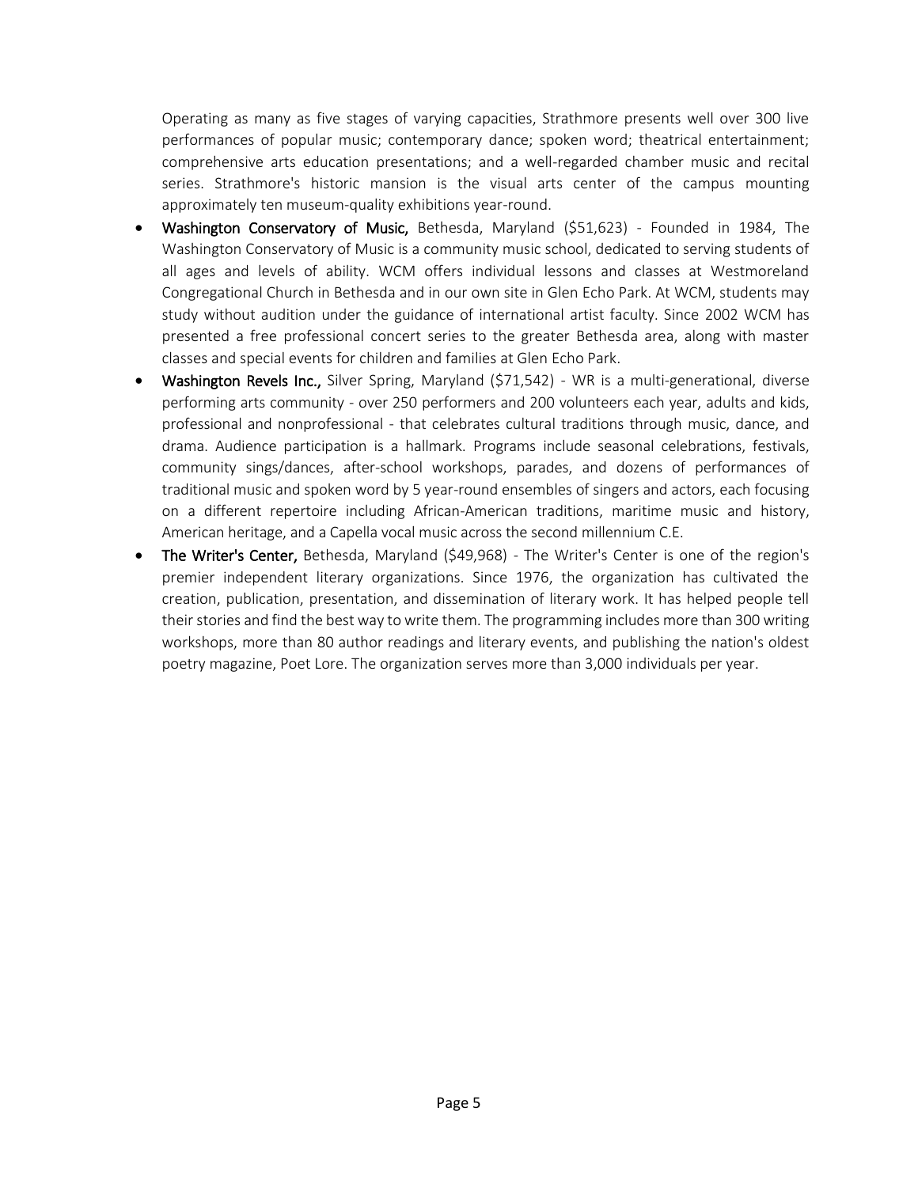Operating as many as five stages of varying capacities, Strathmore presents well over 300 live performances of popular music; contemporary dance; spoken word; theatrical entertainment; comprehensive arts education presentations; and a well-regarded chamber music and recital series. Strathmore's historic mansion is the visual arts center of the campus mounting approximately ten museum-quality exhibitions year-round.

- **Washington Conservatory of Music,** Bethesda, Maryland ($51,623) - Founded in 1984, The Washington Conservatory of Music is a community music school, dedicated to serving students of all ages and levels of ability. WCM offers individual lessons and classes at Westmoreland Congregational Church in Bethesda and in our own site in Glen Echo Park. At WCM, students may study without audition under the guidance of international artist faculty. Since 2002 WCM has presented a free professional concert series to the greater Bethesda area, along with master classes and special events for children and families at Glen Echo Park.
- **Washington Revels Inc.,** Silver Spring, Maryland ($71,542) - WR is a multi-generational, diverse performing arts community - over 250 performers and 200 volunteers each year, adults and kids, professional and nonprofessional - that celebrates cultural traditions through music, dance, and drama. Audience participation is a hallmark. Programs include seasonal celebrations, festivals, community sings/dances, after-school workshops, parades, and dozens of performances of traditional music and spoken word by 5 year-round ensembles of singers and actors, each focusing on a different repertoire including African-American traditions, maritime music and history, American heritage, and a Capella vocal music across the second millennium C.E.
- **The Writer's Center,** Bethesda, Maryland ($49,968) - The Writer's Center is one of the region's premier independent literary organizations. Since 1976, the organization has cultivated the creation, publication, presentation, and dissemination of literary work. It has helped people tell their stories and find the best way to write them. The programming includes more than 300 writing workshops, more than 80 author readings and literary events, and publishing the nation's oldest poetry magazine, Poet Lore. The organization serves more than 3,000 individuals per year.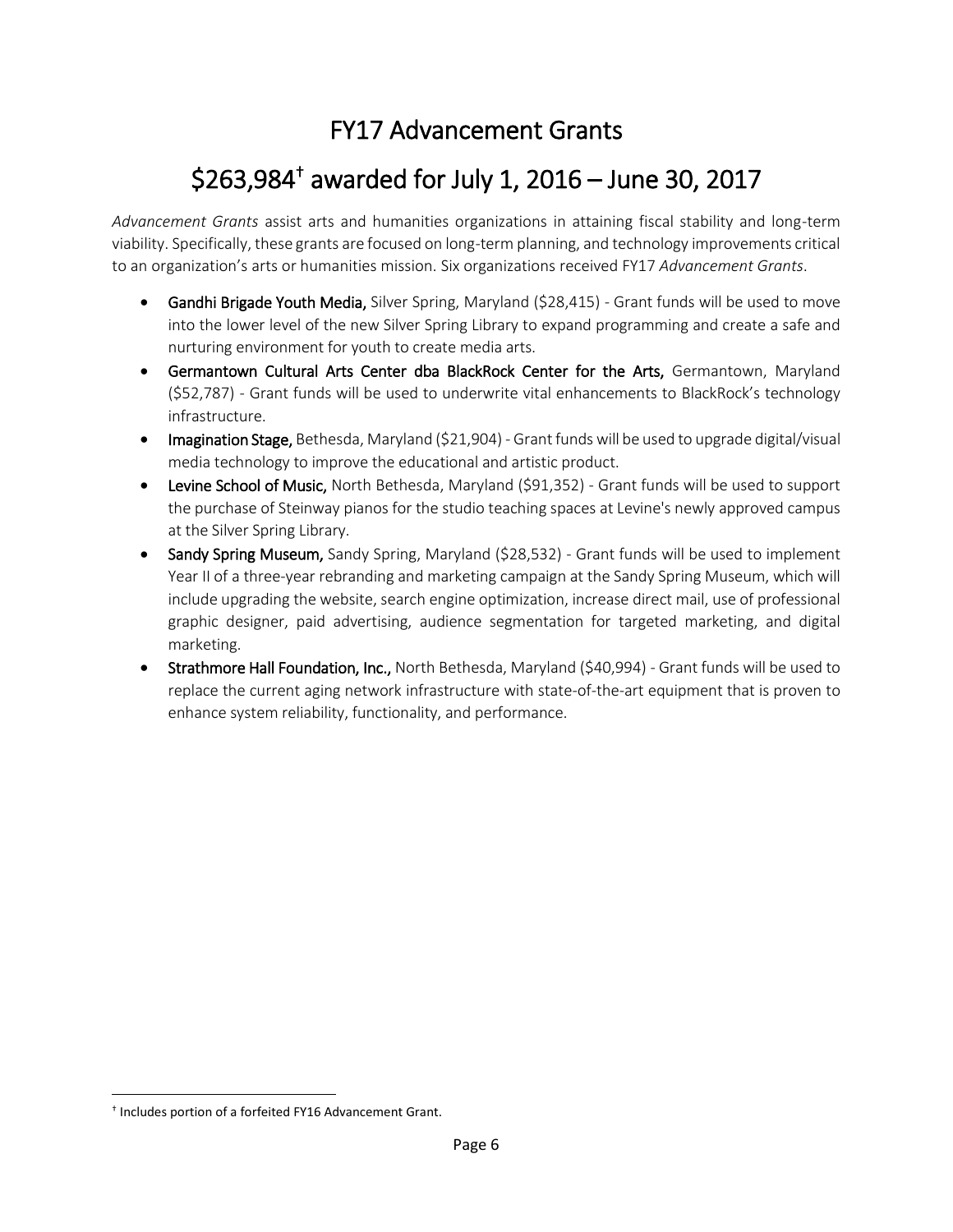# FY17 Advancement Grants

# $263,984[†] awarded for July 1, 2016 – June 30, 2017

*Advancement Grants* assist arts and humanities organizations in attaining fiscal stability and long-term viability. Specifically, these grants are focused on long-term planning, and technology improvements critical to an organization's arts or humanities mission. Six organizations received FY17 *Advancement Grants*.

- **Gandhi Brigade Youth Media,** Silver Spring, Maryland ($28,415) - Grant funds will be used to move into the lower level of the new Silver Spring Library to expand programming and create a safe and nurturing environment for youth to create media arts.
- **Germantown Cultural Arts Center dba BlackRock Center for the Arts,** Germantown, Maryland ($52,787) - Grant funds will be used to underwrite vital enhancements to BlackRock's technology infrastructure.
- **Imagination Stage,** Bethesda, Maryland ($21,904) - Grant funds will be used to upgrade digital/visual media technology to improve the educational and artistic product.
- **Levine School of Music,** North Bethesda, Maryland ($91,352) - Grant funds will be used to support the purchase of Steinway pianos for the studio teaching spaces at Levine's newly approved campus at the Silver Spring Library.
- **Sandy Spring Museum,** Sandy Spring, Maryland ($28,532) - Grant funds will be used to implement Year II of a three-year rebranding and marketing campaign at the Sandy Spring Museum, which will include upgrading the website, search engine optimization, increase direct mail, use of professional graphic designer, paid advertising, audience segmentation for targeted marketing, and digital marketing.
- **Strathmore Hall Foundation, Inc.,** North Bethesda, Maryland ($40,994) - Grant funds will be used to replace the current aging network infrastructure with state-of-the-art equipment that is proven to enhance system reliability, functionality, and performance.

[†] Includes portion of a forfeited FY16 Advancement Grant.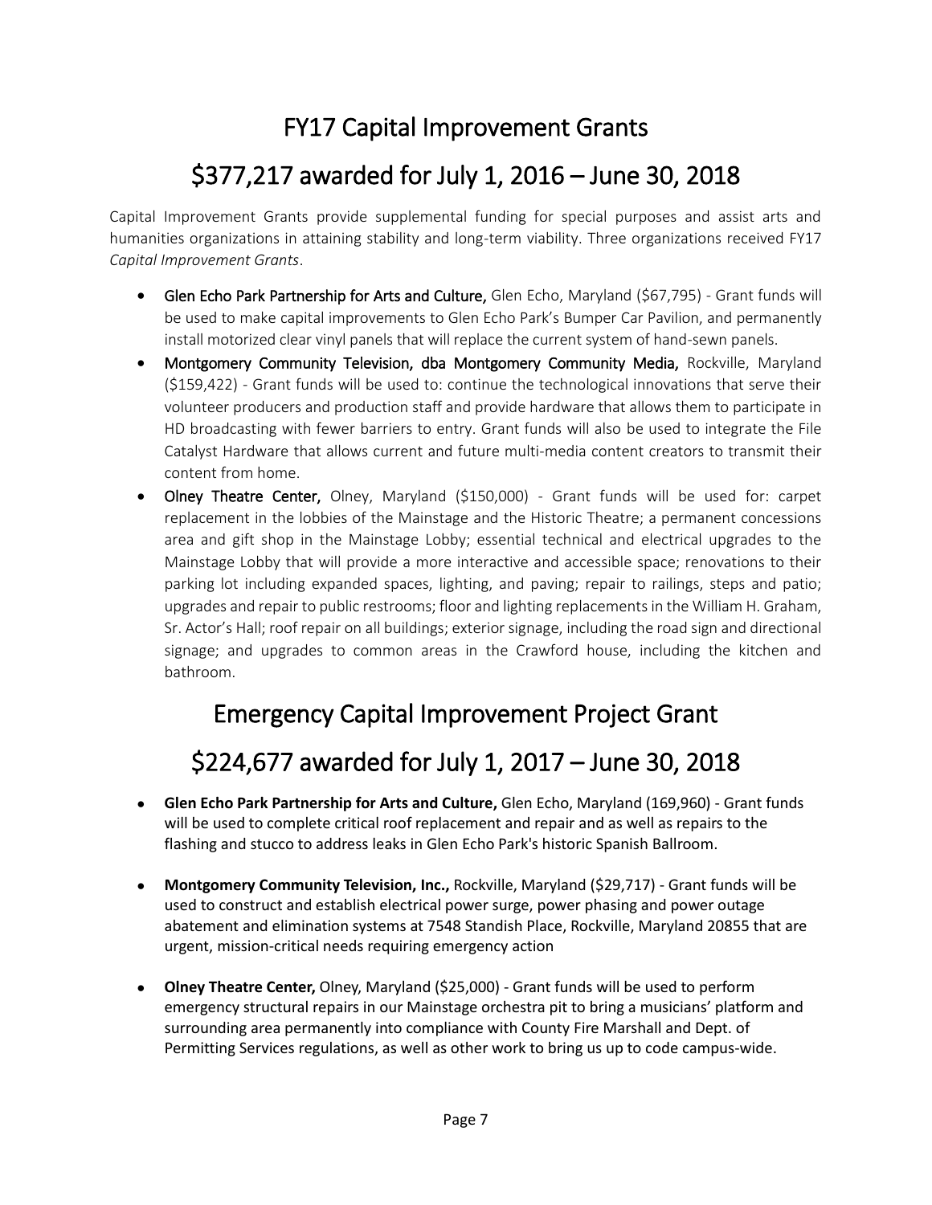# FY17 Capital Improvement Grants

# $377,217 awarded for July 1, 2016 – June 30, 2018

Capital Improvement Grants provide supplemental funding for special purposes and assist arts and humanities organizations in attaining stability and long-term viability. Three organizations received FY17 *Capital Improvement Grants*.

- **Glen Echo Park Partnership for Arts and Culture,** Glen Echo, Maryland ($67,795) - Grant funds will be used to make capital improvements to Glen Echo Park's Bumper Car Pavilion, and permanently install motorized clear vinyl panels that will replace the current system of hand-sewn panels.
- **Montgomery Community Television, dba Montgomery Community Media,** Rockville, Maryland ($159,422) - Grant funds will be used to: continue the technological innovations that serve their volunteer producers and production staff and provide hardware that allows them to participate in HD broadcasting with fewer barriers to entry. Grant funds will also be used to integrate the File Catalyst Hardware that allows current and future multi-media content creators to transmit their content from home.
- **Olney Theatre Center,** Olney, Maryland ($150,000) - Grant funds will be used for: carpet replacement in the lobbies of the Mainstage and the Historic Theatre; a permanent concessions area and gift shop in the Mainstage Lobby; essential technical and electrical upgrades to the Mainstage Lobby that will provide a more interactive and accessible space; renovations to their parking lot including expanded spaces, lighting, and paving; repair to railings, steps and patio; upgrades and repair to public restrooms; floor and lighting replacements in the William H. Graham, Sr. Actor's Hall; roof repair on all buildings; exterior signage, including the road sign and directional signage; and upgrades to common areas in the Crawford house, including the kitchen and bathroom.

# Emergency Capital Improvement Project Grant

# $224,677 awarded for July 1, 2017 – June 30, 2018

- **Glen Echo Park Partnership for Arts and Culture,** Glen Echo, Maryland (169,960) - Grant funds will be used to complete critical roof replacement and repair and as well as repairs to the flashing and stucco to address leaks in Glen Echo Park's historic Spanish Ballroom.
- **Montgomery Community Television, Inc.,** Rockville, Maryland ($29,717) - Grant funds will be used to construct and establish electrical power surge, power phasing and power outage abatement and elimination systems at 7548 Standish Place, Rockville, Maryland 20855 that are urgent, mission-critical needs requiring emergency action
- **Olney Theatre Center,** Olney, Maryland ($25,000) - Grant funds will be used to perform emergency structural repairs in our Mainstage orchestra pit to bring a musicians' platform and surrounding area permanently into compliance with County Fire Marshall and Dept. of Permitting Services regulations, as well as other work to bring us up to code campus-wide.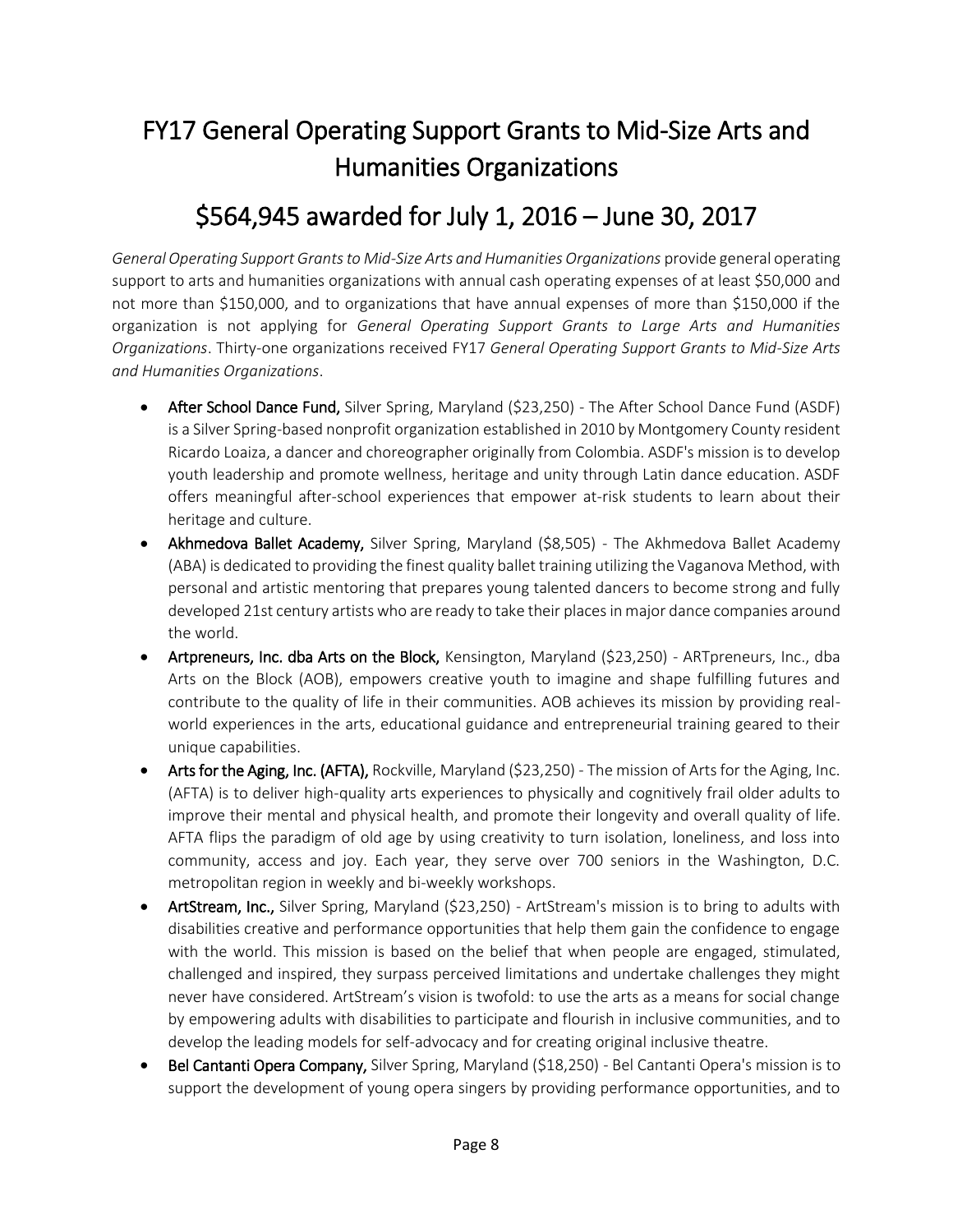# FY17 General Operating Support Grants to Mid-Size Arts and Humanities Organizations

## $564,945 awarded for July 1, 2016 – June 30, 2017

*General Operating Support Grants to Mid-Size Arts and Humanities Organizations* provide general operating support to arts and humanities organizations with annual cash operating expenses of at least $50,000 and not more than $150,000, and to organizations that have annual expenses of more than $150,000 if the organization is not applying for *General Operating Support Grants to Large Arts and Humanities Organizations*. Thirty-one organizations received FY17 *General Operating Support Grants to Mid-Size Arts and Humanities Organizations*.

- **After School Dance Fund,** Silver Spring, Maryland ($23,250) - The After School Dance Fund (ASDF) is a Silver Spring-based nonprofit organization established in 2010 by Montgomery County resident Ricardo Loaiza, a dancer and choreographer originally from Colombia. ASDF's mission is to develop youth leadership and promote wellness, heritage and unity through Latin dance education. ASDF offers meaningful after-school experiences that empower at-risk students to learn about their heritage and culture.
- **Akhmedova Ballet Academy,** Silver Spring, Maryland ($8,505) - The Akhmedova Ballet Academy (ABA) is dedicated to providing the finest quality ballet training utilizing the Vaganova Method, with personal and artistic mentoring that prepares young talented dancers to become strong and fully developed 21st century artists who are ready to take their places in major dance companies around the world.
- **Artpreneurs, Inc. dba Arts on the Block,** Kensington, Maryland ($23,250) - ARTpreneurs, Inc., dba Arts on the Block (AOB), empowers creative youth to imagine and shape fulfilling futures and contribute to the quality of life in their communities. AOB achieves its mission by providing real-world experiences in the arts, educational guidance and entrepreneurial training geared to their unique capabilities.
- **Arts for the Aging, Inc. (AFTA),** Rockville, Maryland ($23,250) - The mission of Arts for the Aging, Inc. (AFTA) is to deliver high-quality arts experiences to physically and cognitively frail older adults to improve their mental and physical health, and promote their longevity and overall quality of life. AFTA flips the paradigm of old age by using creativity to turn isolation, loneliness, and loss into community, access and joy. Each year, they serve over 700 seniors in the Washington, D.C. metropolitan region in weekly and bi-weekly workshops.
- **ArtStream, Inc.,** Silver Spring, Maryland ($23,250) - ArtStream's mission is to bring to adults with disabilities creative and performance opportunities that help them gain the confidence to engage with the world. This mission is based on the belief that when people are engaged, stimulated, challenged and inspired, they surpass perceived limitations and undertake challenges they might never have considered. ArtStream's vision is twofold: to use the arts as a means for social change by empowering adults with disabilities to participate and flourish in inclusive communities, and to develop the leading models for self-advocacy and for creating original inclusive theatre.
- **Bel Cantanti Opera Company,** Silver Spring, Maryland ($18,250) - Bel Cantanti Opera's mission is to support the development of young opera singers by providing performance opportunities, and to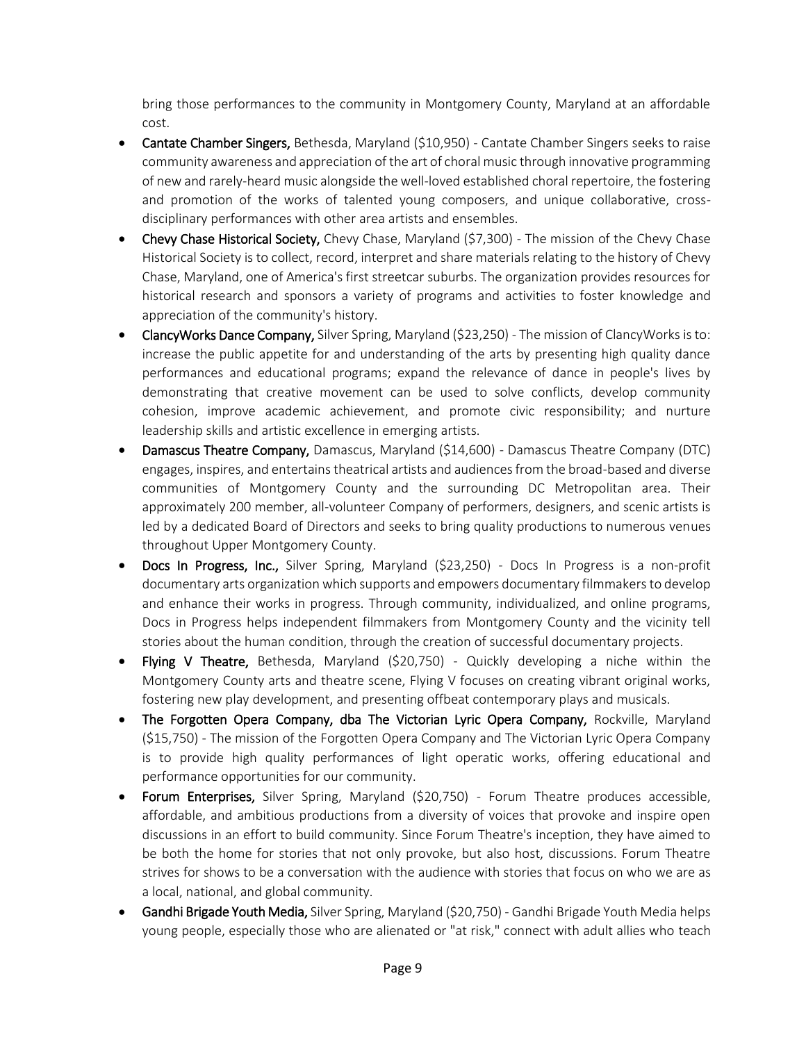bring those performances to the community in Montgomery County, Maryland at an affordable cost.

- **Cantate Chamber Singers,** Bethesda, Maryland ($10,950) - Cantate Chamber Singers seeks to raise community awareness and appreciation of the art of choral music through innovative programming of new and rarely-heard music alongside the well-loved established choral repertoire, the fostering and promotion of the works of talented young composers, and unique collaborative, cross-disciplinary performances with other area artists and ensembles.
- **Chevy Chase Historical Society,** Chevy Chase, Maryland ($7,300) - The mission of the Chevy Chase Historical Society is to collect, record, interpret and share materials relating to the history of Chevy Chase, Maryland, one of America's first streetcar suburbs. The organization provides resources for historical research and sponsors a variety of programs and activities to foster knowledge and appreciation of the community's history.
- **ClancyWorks Dance Company,** Silver Spring, Maryland ($23,250) - The mission of ClancyWorks is to: increase the public appetite for and understanding of the arts by presenting high quality dance performances and educational programs; expand the relevance of dance in people's lives by demonstrating that creative movement can be used to solve conflicts, develop community cohesion, improve academic achievement, and promote civic responsibility; and nurture leadership skills and artistic excellence in emerging artists.
- **Damascus Theatre Company,** Damascus, Maryland ($14,600) - Damascus Theatre Company (DTC) engages, inspires, and entertains theatrical artists and audiences from the broad-based and diverse communities of Montgomery County and the surrounding DC Metropolitan area. Their approximately 200 member, all-volunteer Company of performers, designers, and scenic artists is led by a dedicated Board of Directors and seeks to bring quality productions to numerous venues throughout Upper Montgomery County.
- **Docs In Progress, Inc.,** Silver Spring, Maryland ($23,250) - Docs In Progress is a non-profit documentary arts organization which supports and empowers documentary filmmakers to develop and enhance their works in progress. Through community, individualized, and online programs, Docs in Progress helps independent filmmakers from Montgomery County and the vicinity tell stories about the human condition, through the creation of successful documentary projects.
- **Flying V Theatre,** Bethesda, Maryland ($20,750) - Quickly developing a niche within the Montgomery County arts and theatre scene, Flying V focuses on creating vibrant original works, fostering new play development, and presenting offbeat contemporary plays and musicals.
- **The Forgotten Opera Company, dba The Victorian Lyric Opera Company,** Rockville, Maryland ($15,750) - The mission of the Forgotten Opera Company and The Victorian Lyric Opera Company is to provide high quality performances of light operatic works, offering educational and performance opportunities for our community.
- **Forum Enterprises,** Silver Spring, Maryland ($20,750) - Forum Theatre produces accessible, affordable, and ambitious productions from a diversity of voices that provoke and inspire open discussions in an effort to build community. Since Forum Theatre's inception, they have aimed to be both the home for stories that not only provoke, but also host, discussions. Forum Theatre strives for shows to be a conversation with the audience with stories that focus on who we are as a local, national, and global community.
- **Gandhi Brigade Youth Media,** Silver Spring, Maryland ($20,750) - Gandhi Brigade Youth Media helps young people, especially those who are alienated or "at risk," connect with adult allies who teach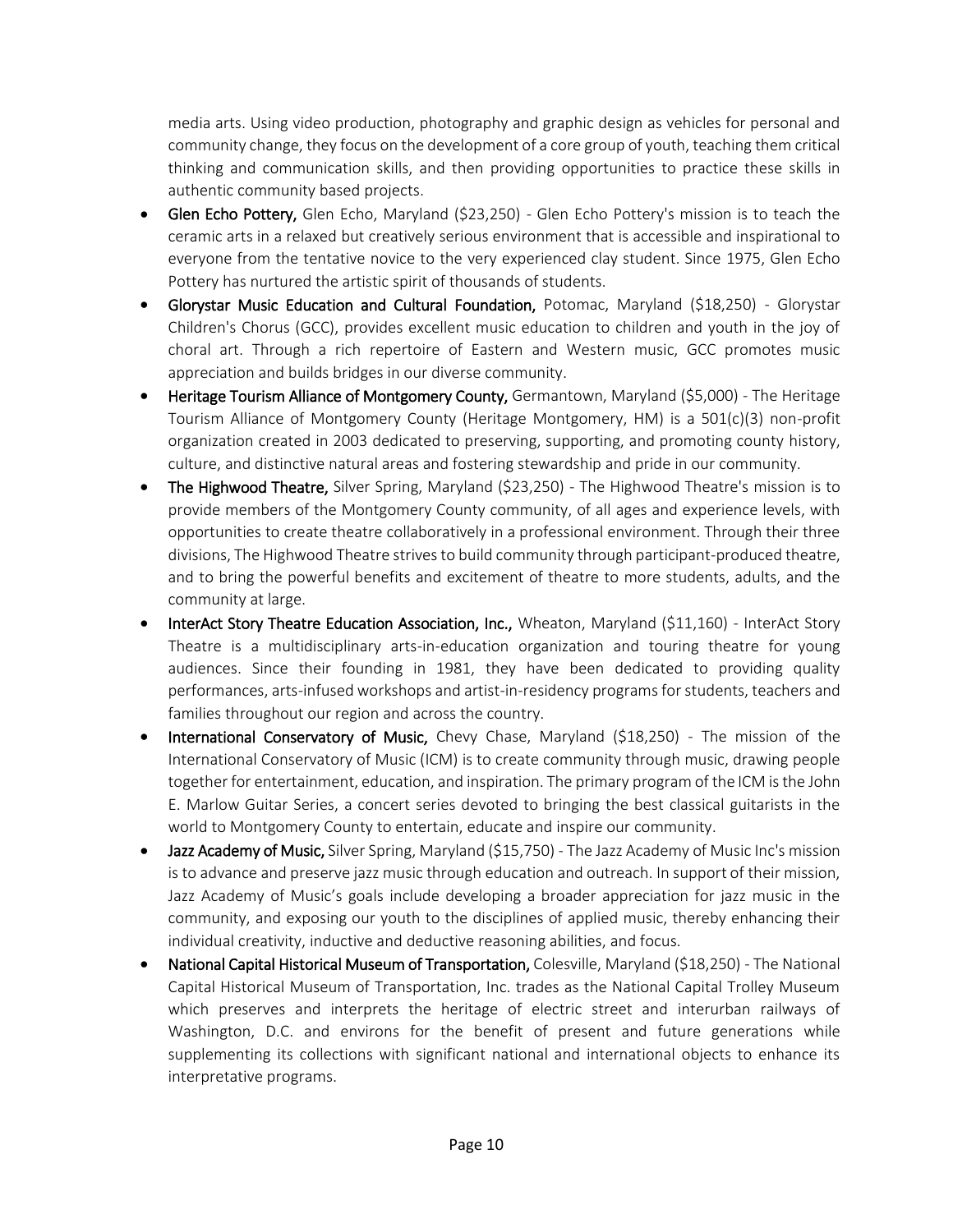media arts. Using video production, photography and graphic design as vehicles for personal and community change, they focus on the development of a core group of youth, teaching them critical thinking and communication skills, and then providing opportunities to practice these skills in authentic community based projects.

- **Glen Echo Pottery,** Glen Echo, Maryland ($23,250) - Glen Echo Pottery's mission is to teach the ceramic arts in a relaxed but creatively serious environment that is accessible and inspirational to everyone from the tentative novice to the very experienced clay student. Since 1975, Glen Echo Pottery has nurtured the artistic spirit of thousands of students.
- **Glorystar Music Education and Cultural Foundation,** Potomac, Maryland ($18,250) - Glorystar Children's Chorus (GCC), provides excellent music education to children and youth in the joy of choral art. Through a rich repertoire of Eastern and Western music, GCC promotes music appreciation and builds bridges in our diverse community.
- **Heritage Tourism Alliance of Montgomery County,** Germantown, Maryland ($5,000) - The Heritage Tourism Alliance of Montgomery County (Heritage Montgomery, HM) is a 501(c)(3) non-profit organization created in 2003 dedicated to preserving, supporting, and promoting county history, culture, and distinctive natural areas and fostering stewardship and pride in our community.
- **The Highwood Theatre,** Silver Spring, Maryland ($23,250) - The Highwood Theatre's mission is to provide members of the Montgomery County community, of all ages and experience levels, with opportunities to create theatre collaboratively in a professional environment. Through their three divisions, The Highwood Theatre strives to build community through participant-produced theatre, and to bring the powerful benefits and excitement of theatre to more students, adults, and the community at large.
- **InterAct Story Theatre Education Association, Inc.,** Wheaton, Maryland ($11,160) - InterAct Story Theatre is a multidisciplinary arts-in-education organization and touring theatre for young audiences. Since their founding in 1981, they have been dedicated to providing quality performances, arts-infused workshops and artist-in-residency programs for students, teachers and families throughout our region and across the country.
- **International Conservatory of Music,** Chevy Chase, Maryland ($18,250) - The mission of the International Conservatory of Music (ICM) is to create community through music, drawing people together for entertainment, education, and inspiration. The primary program of the ICM is the John E. Marlow Guitar Series, a concert series devoted to bringing the best classical guitarists in the world to Montgomery County to entertain, educate and inspire our community.
- **Jazz Academy of Music,** Silver Spring, Maryland ($15,750) - The Jazz Academy of Music Inc's mission is to advance and preserve jazz music through education and outreach. In support of their mission, Jazz Academy of Music's goals include developing a broader appreciation for jazz music in the community, and exposing our youth to the disciplines of applied music, thereby enhancing their individual creativity, inductive and deductive reasoning abilities, and focus.
- **National Capital Historical Museum of Transportation,** Colesville, Maryland ($18,250) - The National Capital Historical Museum of Transportation, Inc. trades as the National Capital Trolley Museum which preserves and interprets the heritage of electric street and interurban railways of Washington, D.C. and environs for the benefit of present and future generations while supplementing its collections with significant national and international objects to enhance its interpretative programs.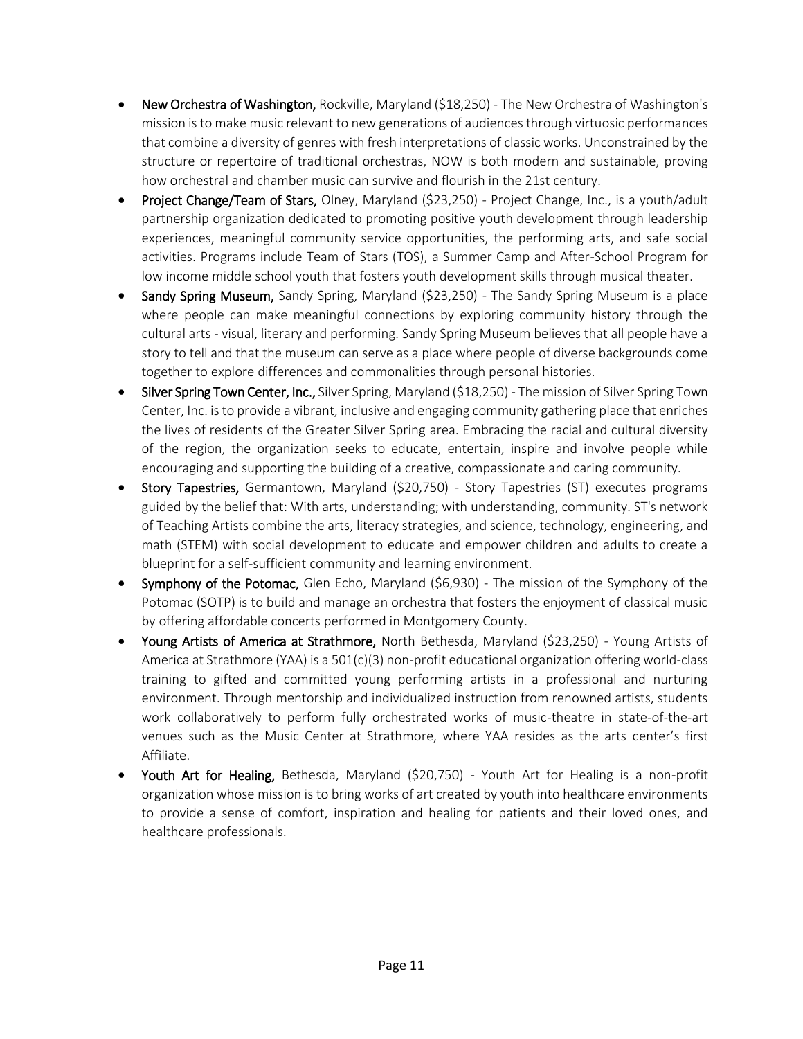- **New Orchestra of Washington,** Rockville, Maryland ($18,250) - The New Orchestra of Washington's mission is to make music relevant to new generations of audiences through virtuosic performances that combine a diversity of genres with fresh interpretations of classic works. Unconstrained by the structure or repertoire of traditional orchestras, NOW is both modern and sustainable, proving how orchestral and chamber music can survive and flourish in the 21st century.
- **Project Change/Team of Stars,** Olney, Maryland ($23,250) - Project Change, Inc., is a youth/adult partnership organization dedicated to promoting positive youth development through leadership experiences, meaningful community service opportunities, the performing arts, and safe social activities. Programs include Team of Stars (TOS), a Summer Camp and After-School Program for low income middle school youth that fosters youth development skills through musical theater.
- **Sandy Spring Museum,** Sandy Spring, Maryland ($23,250) - The Sandy Spring Museum is a place where people can make meaningful connections by exploring community history through the cultural arts - visual, literary and performing. Sandy Spring Museum believes that all people have a story to tell and that the museum can serve as a place where people of diverse backgrounds come together to explore differences and commonalities through personal histories.
- **Silver Spring Town Center, Inc.,** Silver Spring, Maryland ($18,250) - The mission of Silver Spring Town Center, Inc. is to provide a vibrant, inclusive and engaging community gathering place that enriches the lives of residents of the Greater Silver Spring area. Embracing the racial and cultural diversity of the region, the organization seeks to educate, entertain, inspire and involve people while encouraging and supporting the building of a creative, compassionate and caring community.
- **Story Tapestries,** Germantown, Maryland ($20,750) - Story Tapestries (ST) executes programs guided by the belief that: With arts, understanding; with understanding, community. ST's network of Teaching Artists combine the arts, literacy strategies, and science, technology, engineering, and math (STEM) with social development to educate and empower children and adults to create a blueprint for a self-sufficient community and learning environment.
- **Symphony of the Potomac,** Glen Echo, Maryland ($6,930) - The mission of the Symphony of the Potomac (SOTP) is to build and manage an orchestra that fosters the enjoyment of classical music by offering affordable concerts performed in Montgomery County.
- **Young Artists of America at Strathmore,** North Bethesda, Maryland ($23,250) - Young Artists of America at Strathmore (YAA) is a 501(c)(3) non-profit educational organization offering world-class training to gifted and committed young performing artists in a professional and nurturing environment. Through mentorship and individualized instruction from renowned artists, students work collaboratively to perform fully orchestrated works of music-theatre in state-of-the-art venues such as the Music Center at Strathmore, where YAA resides as the arts center's first Affiliate.
- **Youth Art for Healing,** Bethesda, Maryland ($20,750) - Youth Art for Healing is a non-profit organization whose mission is to bring works of art created by youth into healthcare environments to provide a sense of comfort, inspiration and healing for patients and their loved ones, and healthcare professionals.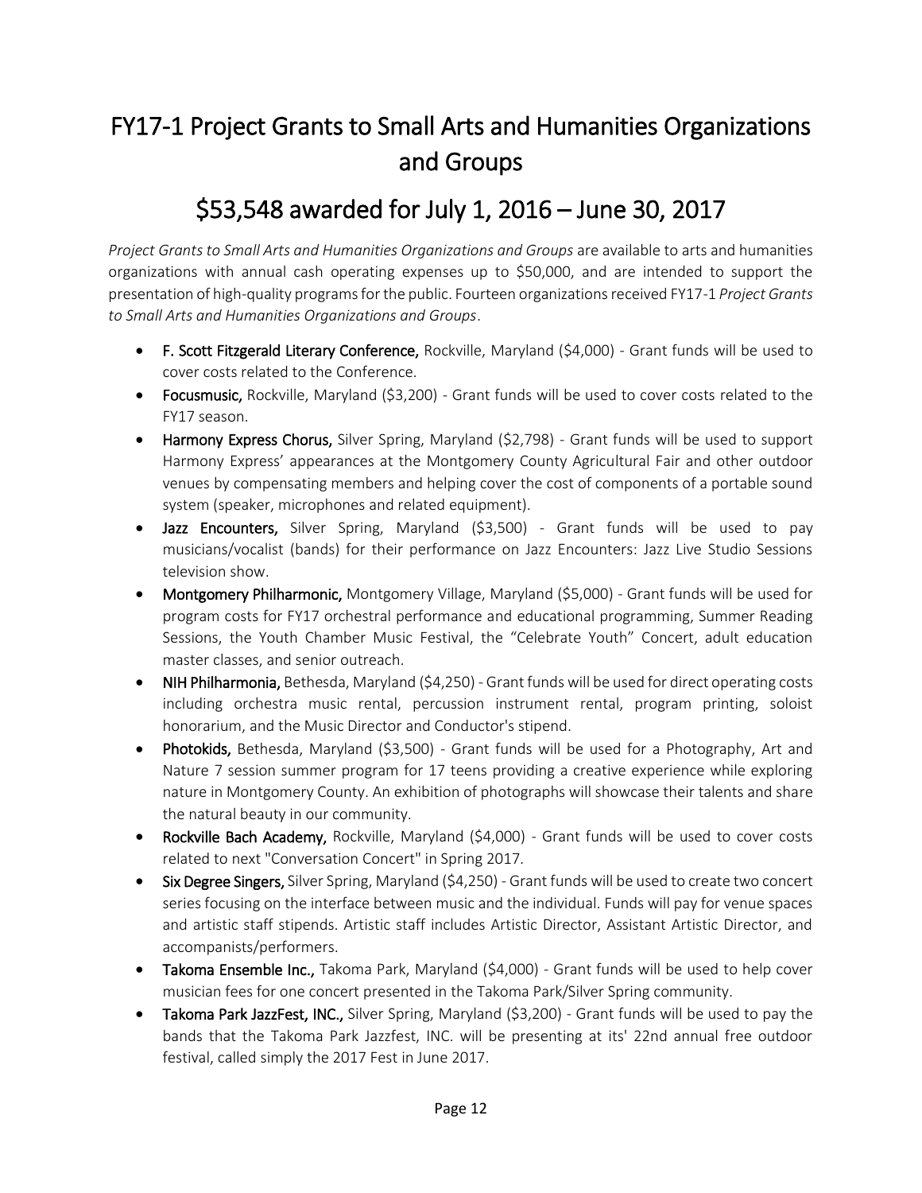# FY17-1 Project Grants to Small Arts and Humanities Organizations and Groups

## $53,548 awarded for July 1, 2016 – June 30, 2017

*Project Grants to Small Arts and Humanities Organizations and Groups* are available to arts and humanities organizations with annual cash operating expenses up to $50,000, and are intended to support the presentation of high-quality programs for the public. Fourteen organizations received FY17-1 *Project Grants to Small Arts and Humanities Organizations and Groups*.

- **F. Scott Fitzgerald Literary Conference,** Rockville, Maryland ($4,000) - Grant funds will be used to cover costs related to the Conference.
- **Focusmusic,** Rockville, Maryland ($3,200) - Grant funds will be used to cover costs related to the FY17 season.
- **Harmony Express Chorus,** Silver Spring, Maryland ($2,798) - Grant funds will be used to support Harmony Express' appearances at the Montgomery County Agricultural Fair and other outdoor venues by compensating members and helping cover the cost of components of a portable sound system (speaker, microphones and related equipment).
- **Jazz Encounters,** Silver Spring, Maryland ($3,500) - Grant funds will be used to pay musicians/vocalist (bands) for their performance on Jazz Encounters: Jazz Live Studio Sessions television show.
- **Montgomery Philharmonic,** Montgomery Village, Maryland ($5,000) - Grant funds will be used for program costs for FY17 orchestral performance and educational programming, Summer Reading Sessions, the Youth Chamber Music Festival, the "Celebrate Youth" Concert, adult education master classes, and senior outreach.
- **NIH Philharmonia,** Bethesda, Maryland ($4,250) - Grant funds will be used for direct operating costs including orchestra music rental, percussion instrument rental, program printing, soloist honorarium, and the Music Director and Conductor's stipend.
- **Photokids,** Bethesda, Maryland ($3,500) - Grant funds will be used for a Photography, Art and Nature 7 session summer program for 17 teens providing a creative experience while exploring nature in Montgomery County. An exhibition of photographs will showcase their talents and share the natural beauty in our community.
- **Rockville Bach Academy,** Rockville, Maryland ($4,000) - Grant funds will be used to cover costs related to next "Conversation Concert" in Spring 2017.
- **Six Degree Singers,** Silver Spring, Maryland ($4,250) - Grant funds will be used to create two concert series focusing on the interface between music and the individual. Funds will pay for venue spaces and artistic staff stipends. Artistic staff includes Artistic Director, Assistant Artistic Director, and accompanists/performers.
- **Takoma Ensemble Inc.,** Takoma Park, Maryland ($4,000) - Grant funds will be used to help cover musician fees for one concert presented in the Takoma Park/Silver Spring community.
- **Takoma Park JazzFest, INC.,** Silver Spring, Maryland ($3,200) - Grant funds will be used to pay the bands that the Takoma Park Jazzfest, INC. will be presenting at its' 22nd annual free outdoor festival, called simply the 2017 Fest in June 2017.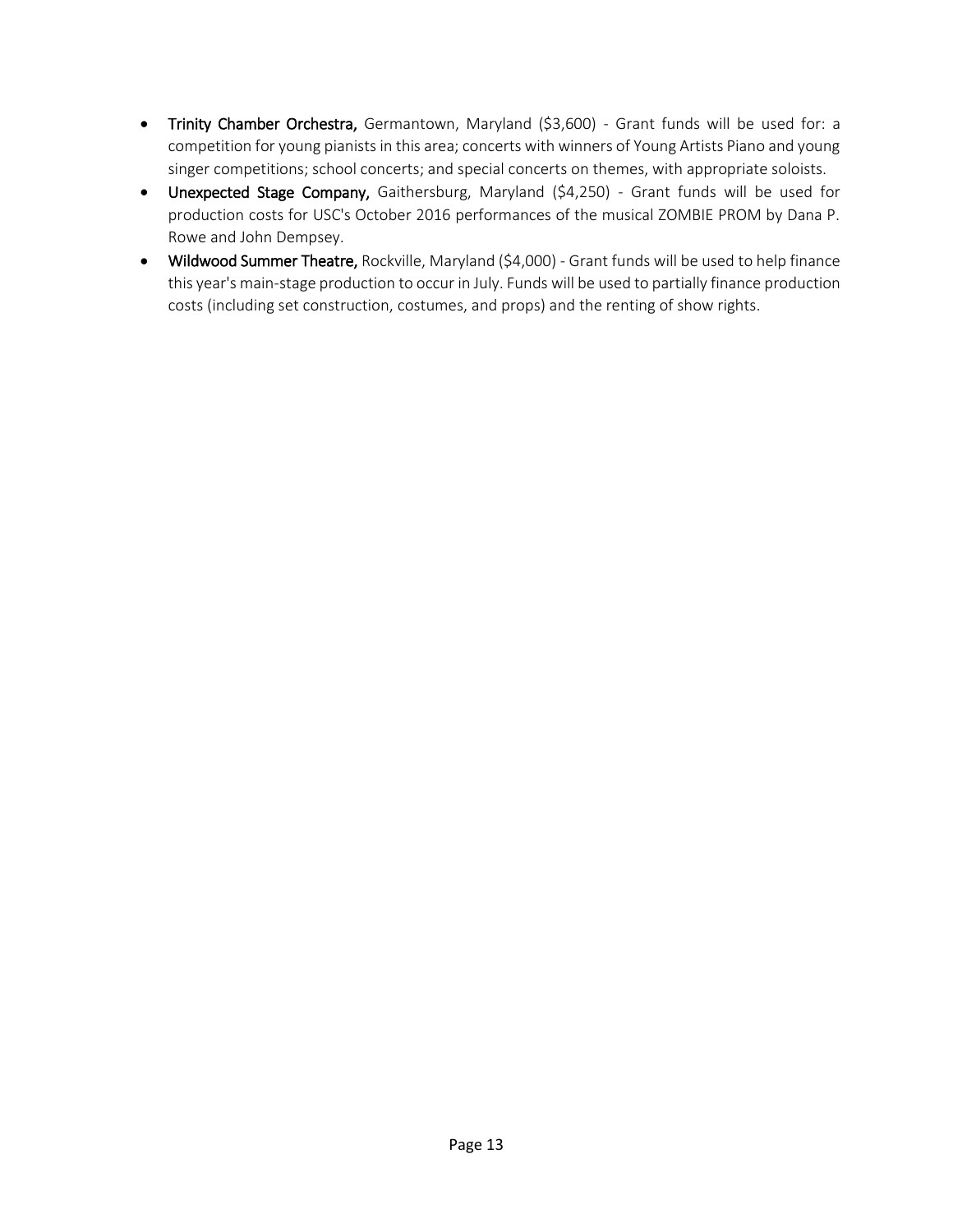- **Trinity Chamber Orchestra,** Germantown, Maryland ($3,600) - Grant funds will be used for: a competition for young pianists in this area; concerts with winners of Young Artists Piano and young singer competitions; school concerts; and special concerts on themes, with appropriate soloists.
- **Unexpected Stage Company,** Gaithersburg, Maryland ($4,250) - Grant funds will be used for production costs for USC's October 2016 performances of the musical ZOMBIE PROM by Dana P. Rowe and John Dempsey.
- **Wildwood Summer Theatre,** Rockville, Maryland ($4,000) - Grant funds will be used to help finance this year's main-stage production to occur in July. Funds will be used to partially finance production costs (including set construction, costumes, and props) and the renting of show rights.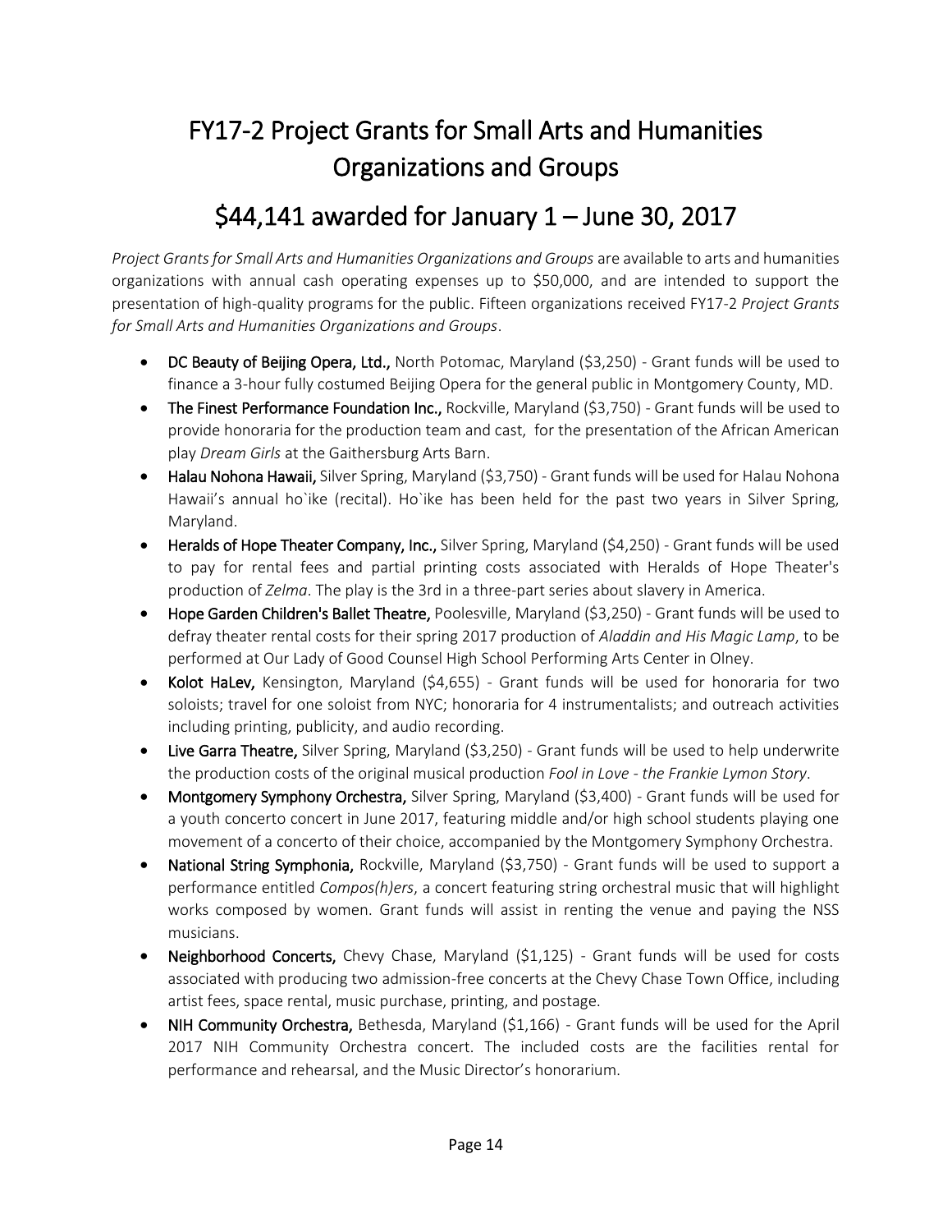# FY17-2 Project Grants for Small Arts and Humanities Organizations and Groups

## $44,141 awarded for January 1 – June 30, 2017

*Project Grants for Small Arts and Humanities Organizations and Groups* are available to arts and humanities organizations with annual cash operating expenses up to $50,000, and are intended to support the presentation of high-quality programs for the public. Fifteen organizations received FY17-2 *Project Grants for Small Arts and Humanities Organizations and Groups*.

- **DC Beauty of Beijing Opera, Ltd.,** North Potomac, Maryland ($3,250) - Grant funds will be used to finance a 3-hour fully costumed Beijing Opera for the general public in Montgomery County, MD.
- **The Finest Performance Foundation Inc.,** Rockville, Maryland ($3,750) - Grant funds will be used to provide honoraria for the production team and cast, for the presentation of the African American play *Dream Girls* at the Gaithersburg Arts Barn.
- **Halau Nohona Hawaii,** Silver Spring, Maryland ($3,750) - Grant funds will be used for Halau Nohona Hawaii's annual ho`ike (recital). Ho`ike has been held for the past two years in Silver Spring, Maryland.
- **Heralds of Hope Theater Company, Inc.,** Silver Spring, Maryland ($4,250) - Grant funds will be used to pay for rental fees and partial printing costs associated with Heralds of Hope Theater's production of *Zelma*. The play is the 3rd in a three-part series about slavery in America.
- **Hope Garden Children's Ballet Theatre,** Poolesville, Maryland ($3,250) - Grant funds will be used to defray theater rental costs for their spring 2017 production of *Aladdin and His Magic Lamp*, to be performed at Our Lady of Good Counsel High School Performing Arts Center in Olney.
- **Kolot HaLev,** Kensington, Maryland ($4,655) - Grant funds will be used for honoraria for two soloists; travel for one soloist from NYC; honoraria for 4 instrumentalists; and outreach activities including printing, publicity, and audio recording.
- **Live Garra Theatre,** Silver Spring, Maryland ($3,250) - Grant funds will be used to help underwrite the production costs of the original musical production *Fool in Love - the Frankie Lymon Story*.
- **Montgomery Symphony Orchestra,** Silver Spring, Maryland ($3,400) - Grant funds will be used for a youth concerto concert in June 2017, featuring middle and/or high school students playing one movement of a concerto of their choice, accompanied by the Montgomery Symphony Orchestra.
- **National String Symphonia,** Rockville, Maryland ($3,750) - Grant funds will be used to support a performance entitled *Compos(h)ers*, a concert featuring string orchestral music that will highlight works composed by women. Grant funds will assist in renting the venue and paying the NSS musicians.
- **Neighborhood Concerts,** Chevy Chase, Maryland ($1,125) - Grant funds will be used for costs associated with producing two admission-free concerts at the Chevy Chase Town Office, including artist fees, space rental, music purchase, printing, and postage.
- **NIH Community Orchestra,** Bethesda, Maryland ($1,166) - Grant funds will be used for the April 2017 NIH Community Orchestra concert. The included costs are the facilities rental for performance and rehearsal, and the Music Director's honorarium.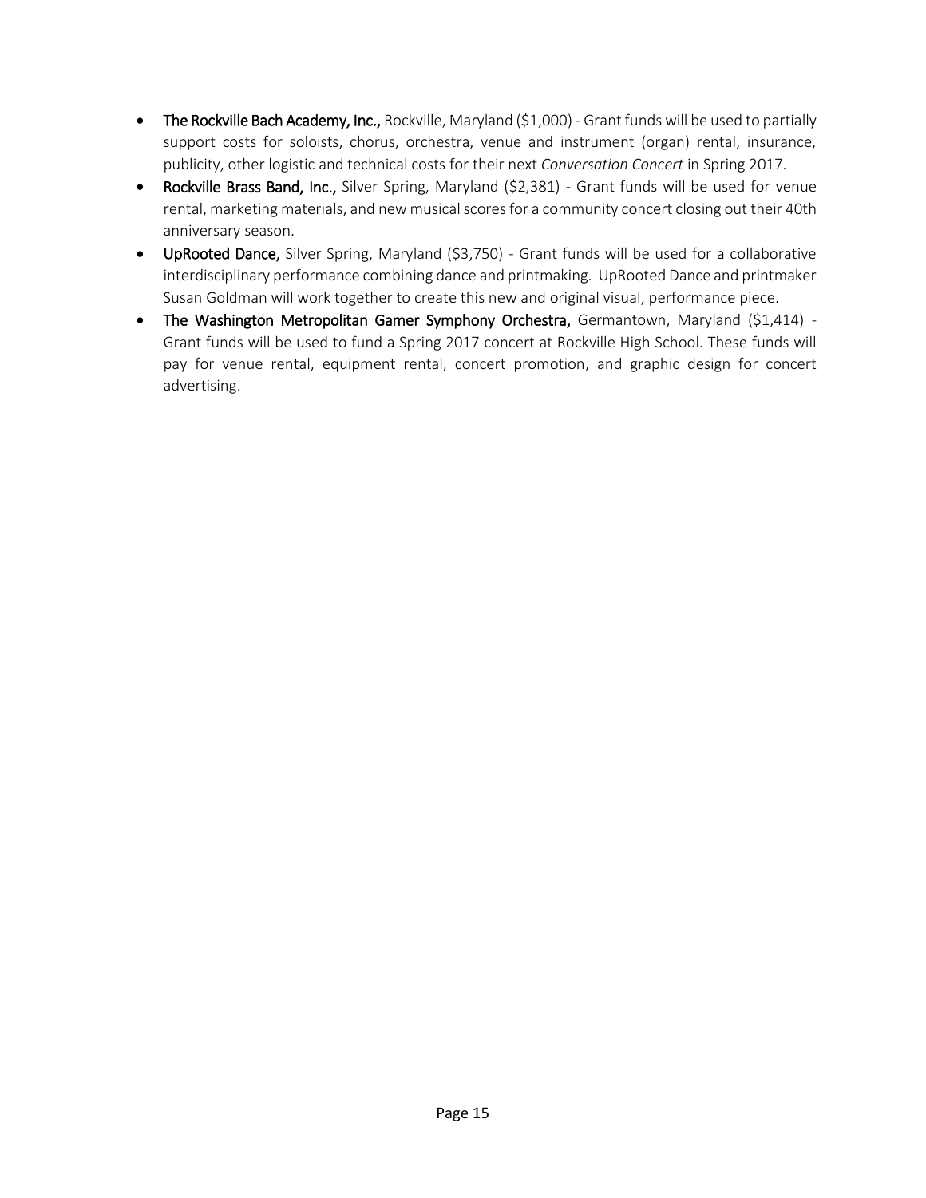- **The Rockville Bach Academy, Inc.,** Rockville, Maryland ($1,000) - Grant funds will be used to partially support costs for soloists, chorus, orchestra, venue and instrument (organ) rental, insurance, publicity, other logistic and technical costs for their next *Conversation Concert* in Spring 2017.
- **Rockville Brass Band, Inc.,** Silver Spring, Maryland ($2,381) - Grant funds will be used for venue rental, marketing materials, and new musical scores for a community concert closing out their 40th anniversary season.
- **UpRooted Dance,** Silver Spring, Maryland ($3,750) - Grant funds will be used for a collaborative interdisciplinary performance combining dance and printmaking. UpRooted Dance and printmaker Susan Goldman will work together to create this new and original visual, performance piece.
- **The Washington Metropolitan Gamer Symphony Orchestra,** Germantown, Maryland ($1,414) - Grant funds will be used to fund a Spring 2017 concert at Rockville High School. These funds will pay for venue rental, equipment rental, concert promotion, and graphic design for concert advertising.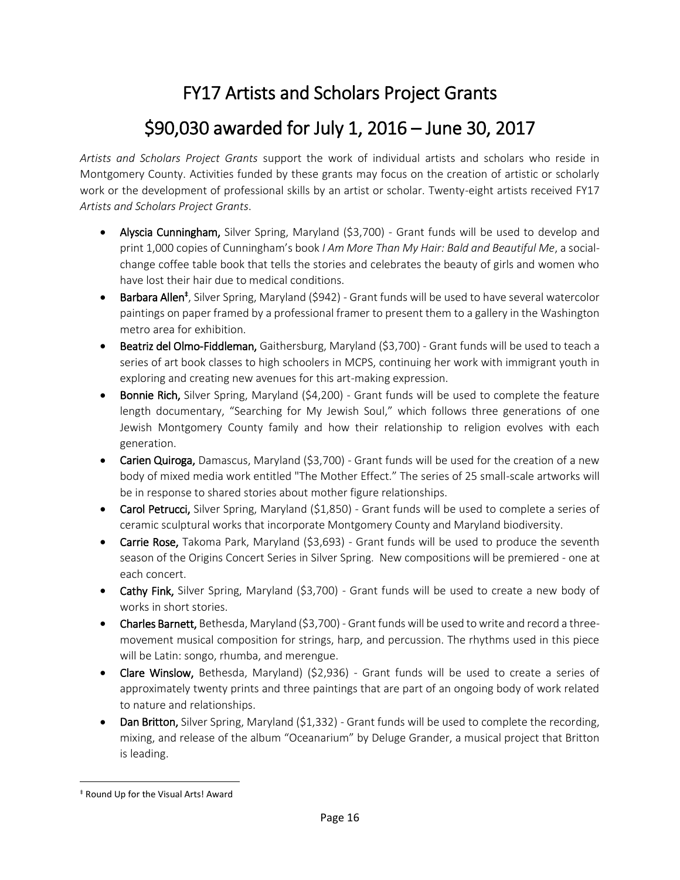# FY17 Artists and Scholars Project Grants

# $90,030 awarded for July 1, 2016 – June 30, 2017

*Artists and Scholars Project Grants* support the work of individual artists and scholars who reside in Montgomery County. Activities funded by these grants may focus on the creation of artistic or scholarly work or the development of professional skills by an artist or scholar. Twenty-eight artists received FY17 *Artists and Scholars Project Grants*.

- **Alyscia Cunningham,** Silver Spring, Maryland ($3,700) - Grant funds will be used to develop and print 1,000 copies of Cunningham's book *I Am More Than My Hair: Bald and Beautiful Me*, a social-change coffee table book that tells the stories and celebrates the beauty of girls and women who have lost their hair due to medical conditions.
- **Barbara Allen‡**, Silver Spring, Maryland ($942) - Grant funds will be used to have several watercolor paintings on paper framed by a professional framer to present them to a gallery in the Washington metro area for exhibition.
- **Beatriz del Olmo-Fiddleman,** Gaithersburg, Maryland ($3,700) - Grant funds will be used to teach a series of art book classes to high schoolers in MCPS, continuing her work with immigrant youth in exploring and creating new avenues for this art-making expression.
- **Bonnie Rich,** Silver Spring, Maryland ($4,200) - Grant funds will be used to complete the feature length documentary, "Searching for My Jewish Soul," which follows three generations of one Jewish Montgomery County family and how their relationship to religion evolves with each generation.
- **Carien Quiroga,** Damascus, Maryland ($3,700) - Grant funds will be used for the creation of a new body of mixed media work entitled "The Mother Effect." The series of 25 small-scale artworks will be in response to shared stories about mother figure relationships.
- **Carol Petrucci,** Silver Spring, Maryland ($1,850) - Grant funds will be used to complete a series of ceramic sculptural works that incorporate Montgomery County and Maryland biodiversity.
- **Carrie Rose,** Takoma Park, Maryland ($3,693) - Grant funds will be used to produce the seventh season of the Origins Concert Series in Silver Spring. New compositions will be premiered - one at each concert.
- **Cathy Fink,** Silver Spring, Maryland ($3,700) - Grant funds will be used to create a new body of works in short stories.
- **Charles Barnett,** Bethesda, Maryland ($3,700) - Grant funds will be used to write and record a three-movement musical composition for strings, harp, and percussion. The rhythms used in this piece will be Latin: songo, rhumba, and merengue.
- **Clare Winslow,** Bethesda, Maryland) ($2,936) - Grant funds will be used to create a series of approximately twenty prints and three paintings that are part of an ongoing body of work related to nature and relationships.
- **Dan Britton,** Silver Spring, Maryland ($1,332) - Grant funds will be used to complete the recording, mixing, and release of the album "Oceanarium" by Deluge Grander, a musical project that Britton is leading.

‡ Round Up for the Visual Arts! Award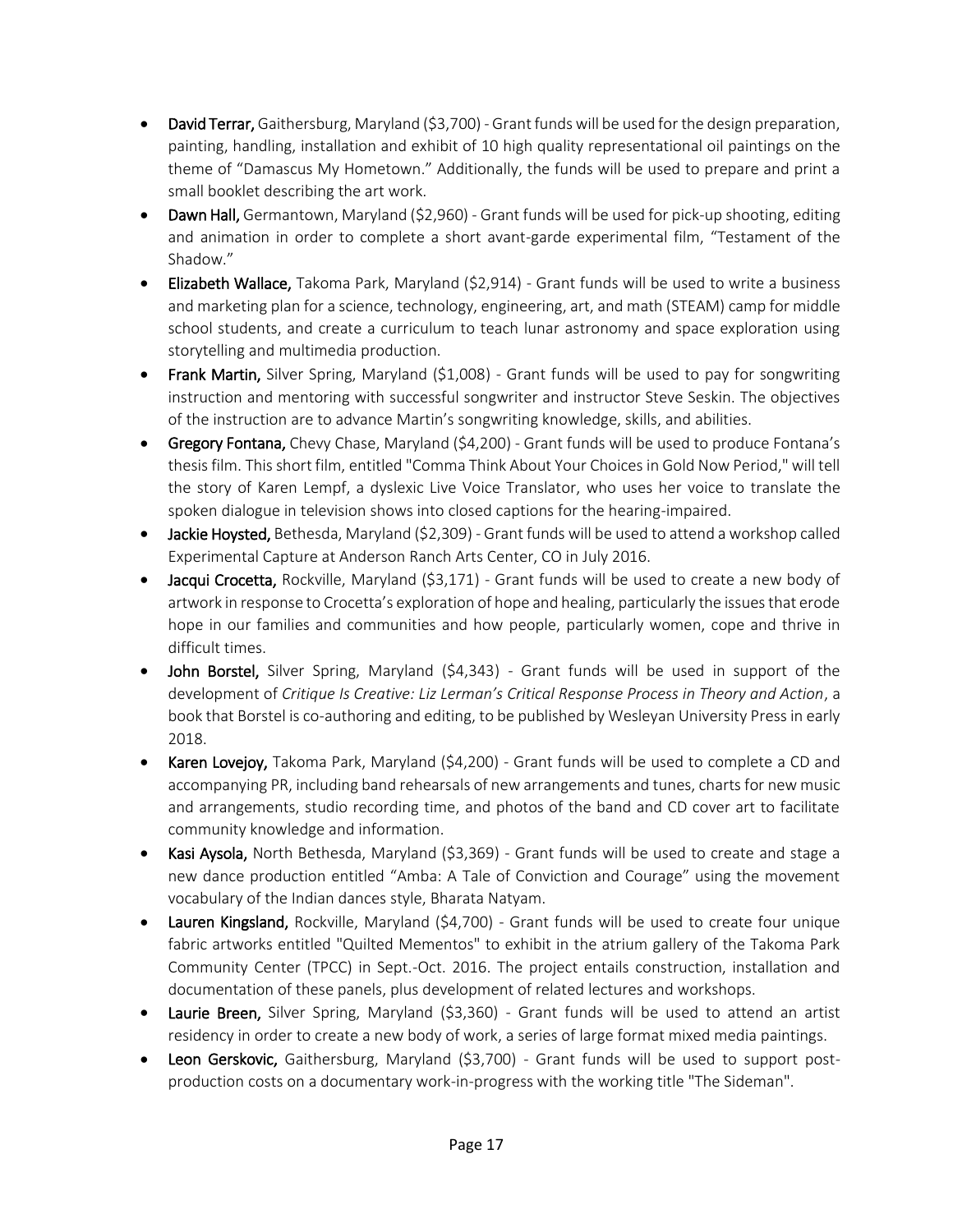- **David Terrar,** Gaithersburg, Maryland ($3,700) - Grant funds will be used for the design preparation, painting, handling, installation and exhibit of 10 high quality representational oil paintings on the theme of "Damascus My Hometown." Additionally, the funds will be used to prepare and print a small booklet describing the art work.
- **Dawn Hall,** Germantown, Maryland ($2,960) - Grant funds will be used for pick-up shooting, editing and animation in order to complete a short avant-garde experimental film, "Testament of the Shadow."
- **Elizabeth Wallace,** Takoma Park, Maryland ($2,914) - Grant funds will be used to write a business and marketing plan for a science, technology, engineering, art, and math (STEAM) camp for middle school students, and create a curriculum to teach lunar astronomy and space exploration using storytelling and multimedia production.
- **Frank Martin,** Silver Spring, Maryland ($1,008) - Grant funds will be used to pay for songwriting instruction and mentoring with successful songwriter and instructor Steve Seskin. The objectives of the instruction are to advance Martin's songwriting knowledge, skills, and abilities.
- **Gregory Fontana,** Chevy Chase, Maryland ($4,200) - Grant funds will be used to produce Fontana's thesis film. This short film, entitled "Comma Think About Your Choices in Gold Now Period," will tell the story of Karen Lempf, a dyslexic Live Voice Translator, who uses her voice to translate the spoken dialogue in television shows into closed captions for the hearing-impaired.
- **Jackie Hoysted,** Bethesda, Maryland ($2,309) - Grant funds will be used to attend a workshop called Experimental Capture at Anderson Ranch Arts Center, CO in July 2016.
- **Jacqui Crocetta,** Rockville, Maryland ($3,171) - Grant funds will be used to create a new body of artwork in response to Crocetta's exploration of hope and healing, particularly the issues that erode hope in our families and communities and how people, particularly women, cope and thrive in difficult times.
- **John Borstel,** Silver Spring, Maryland ($4,343) - Grant funds will be used in support of the development of *Critique Is Creative: Liz Lerman's Critical Response Process in Theory and Action*, a book that Borstel is co-authoring and editing, to be published by Wesleyan University Press in early 2018.
- **Karen Lovejoy,** Takoma Park, Maryland ($4,200) - Grant funds will be used to complete a CD and accompanying PR, including band rehearsals of new arrangements and tunes, charts for new music and arrangements, studio recording time, and photos of the band and CD cover art to facilitate community knowledge and information.
- **Kasi Aysola,** North Bethesda, Maryland ($3,369) - Grant funds will be used to create and stage a new dance production entitled "Amba: A Tale of Conviction and Courage" using the movement vocabulary of the Indian dances style, Bharata Natyam.
- **Lauren Kingsland,** Rockville, Maryland ($4,700) - Grant funds will be used to create four unique fabric artworks entitled "Quilted Mementos" to exhibit in the atrium gallery of the Takoma Park Community Center (TPCC) in Sept.-Oct. 2016. The project entails construction, installation and documentation of these panels, plus development of related lectures and workshops.
- **Laurie Breen,** Silver Spring, Maryland ($3,360) - Grant funds will be used to attend an artist residency in order to create a new body of work, a series of large format mixed media paintings.
- **Leon Gerskovic,** Gaithersburg, Maryland ($3,700) - Grant funds will be used to support post-production costs on a documentary work-in-progress with the working title "The Sideman".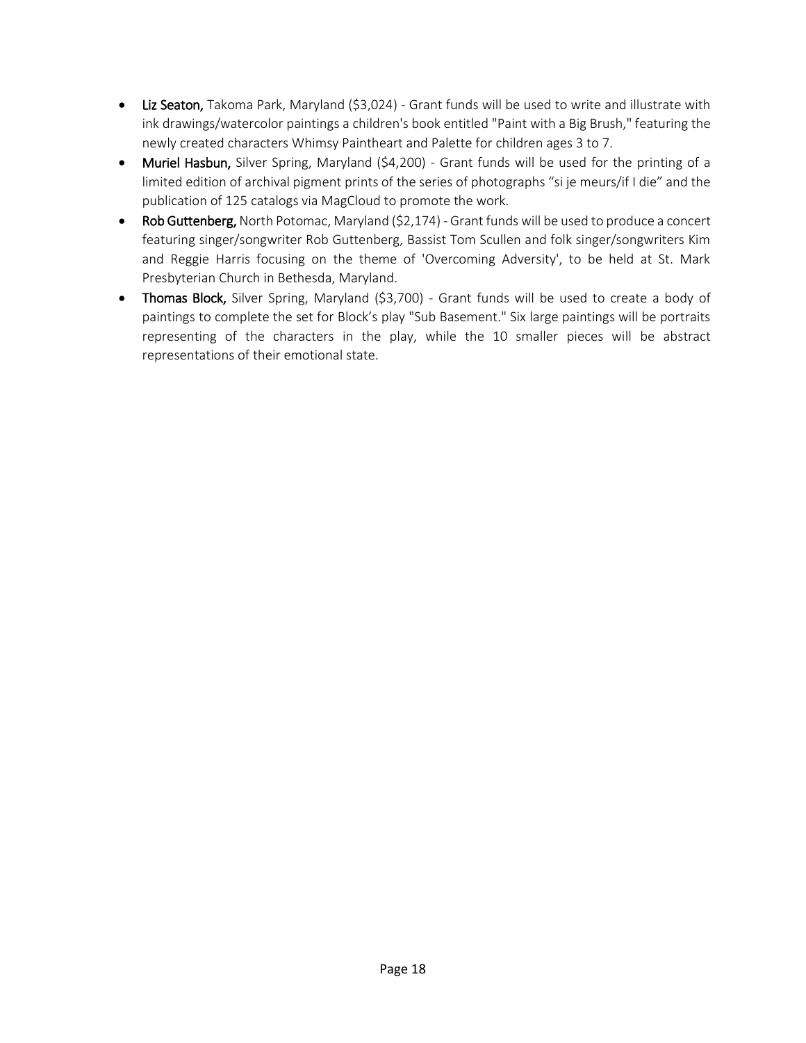- **Liz Seaton,** Takoma Park, Maryland ($3,024) - Grant funds will be used to write and illustrate with ink drawings/watercolor paintings a children's book entitled "Paint with a Big Brush," featuring the newly created characters Whimsy Paintheart and Palette for children ages 3 to 7.
- **Muriel Hasbun,** Silver Spring, Maryland ($4,200) - Grant funds will be used for the printing of a limited edition of archival pigment prints of the series of photographs "si je meurs/if I die" and the publication of 125 catalogs via MagCloud to promote the work.
- **Rob Guttenberg,** North Potomac, Maryland ($2,174) - Grant funds will be used to produce a concert featuring singer/songwriter Rob Guttenberg, Bassist Tom Scullen and folk singer/songwriters Kim and Reggie Harris focusing on the theme of 'Overcoming Adversity', to be held at St. Mark Presbyterian Church in Bethesda, Maryland.
- **Thomas Block,** Silver Spring, Maryland ($3,700) - Grant funds will be used to create a body of paintings to complete the set for Block's play "Sub Basement." Six large paintings will be portraits representing of the characters in the play, while the 10 smaller pieces will be abstract representations of their emotional state.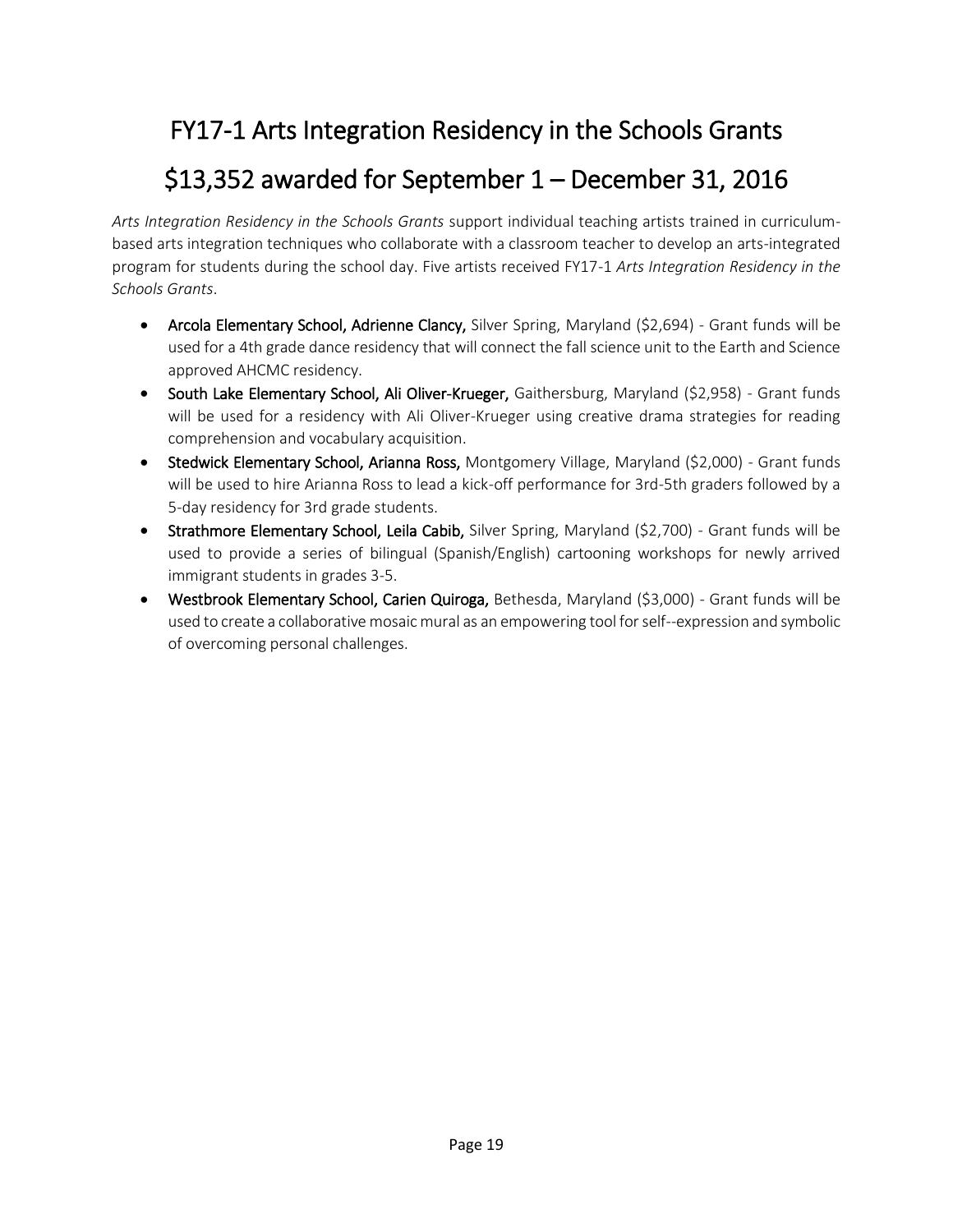# FY17-1 Arts Integration Residency in the Schools Grants

# $13,352 awarded for September 1 – December 31, 2016

*Arts Integration Residency in the Schools Grants* support individual teaching artists trained in curriculum-based arts integration techniques who collaborate with a classroom teacher to develop an arts-integrated program for students during the school day. Five artists received FY17-1 *Arts Integration Residency in the Schools Grants*.

- **Arcola Elementary School, Adrienne Clancy,** Silver Spring, Maryland ($2,694) - Grant funds will be used for a 4th grade dance residency that will connect the fall science unit to the Earth and Science approved AHCMC residency.
- **South Lake Elementary School, Ali Oliver-Krueger,** Gaithersburg, Maryland ($2,958) - Grant funds will be used for a residency with Ali Oliver-Krueger using creative drama strategies for reading comprehension and vocabulary acquisition.
- **Stedwick Elementary School, Arianna Ross,** Montgomery Village, Maryland ($2,000) - Grant funds will be used to hire Arianna Ross to lead a kick-off performance for 3rd-5th graders followed by a 5-day residency for 3rd grade students.
- **Strathmore Elementary School, Leila Cabib,** Silver Spring, Maryland ($2,700) - Grant funds will be used to provide a series of bilingual (Spanish/English) cartooning workshops for newly arrived immigrant students in grades 3-5.
- **Westbrook Elementary School, Carien Quiroga,** Bethesda, Maryland ($3,000) - Grant funds will be used to create a collaborative mosaic mural as an empowering tool for self--expression and symbolic of overcoming personal challenges.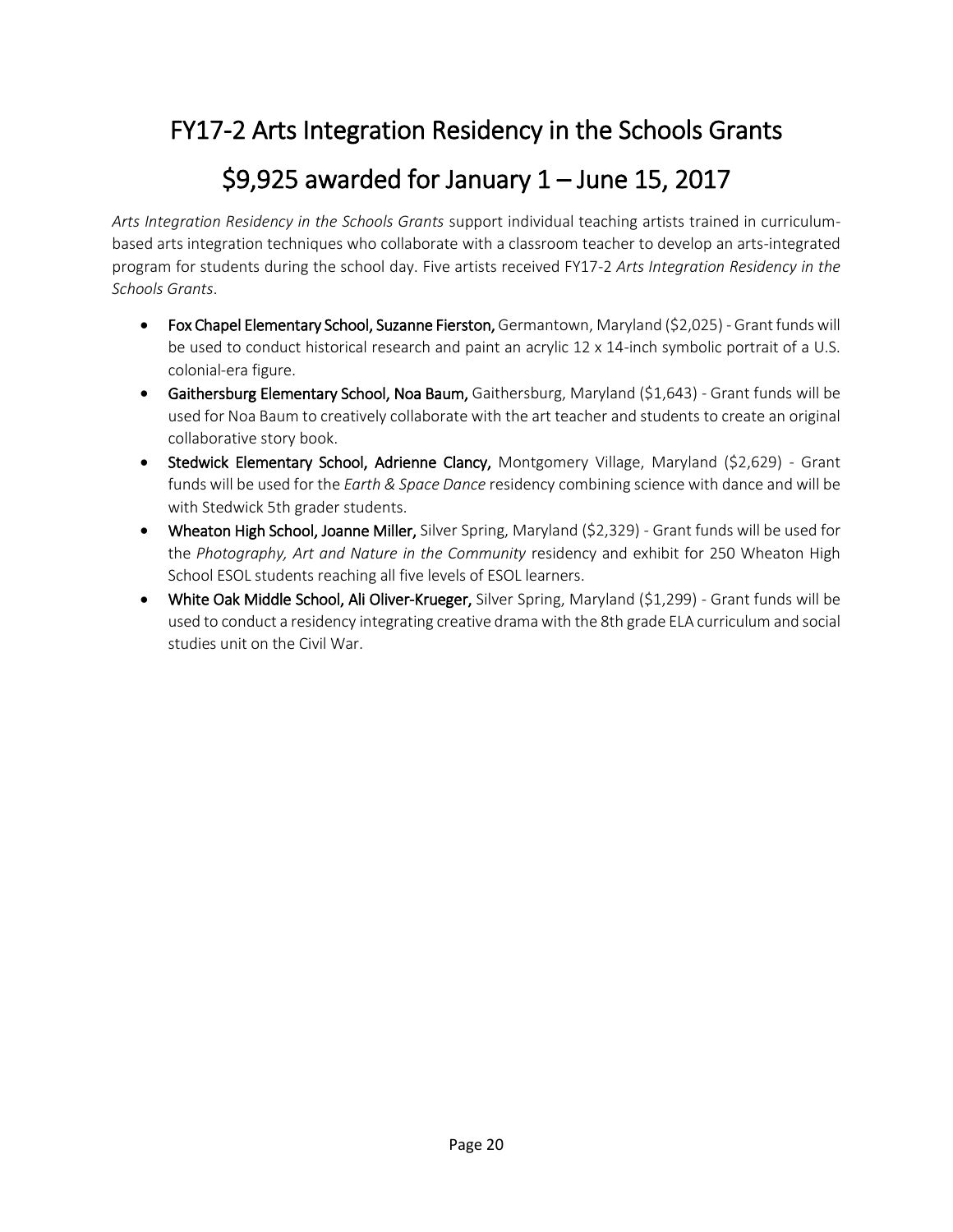# FY17-2 Arts Integration Residency in the Schools Grants

# $9,925 awarded for January 1 – June 15, 2017

*Arts Integration Residency in the Schools Grants* support individual teaching artists trained in curriculum-based arts integration techniques who collaborate with a classroom teacher to develop an arts-integrated program for students during the school day. Five artists received FY17-2 *Arts Integration Residency in the Schools Grants*.

- **Fox Chapel Elementary School, Suzanne Fierston,** Germantown, Maryland ($2,025) - Grant funds will be used to conduct historical research and paint an acrylic 12 x 14-inch symbolic portrait of a U.S. colonial-era figure.
- **Gaithersburg Elementary School, Noa Baum,** Gaithersburg, Maryland ($1,643) - Grant funds will be used for Noa Baum to creatively collaborate with the art teacher and students to create an original collaborative story book.
- **Stedwick Elementary School, Adrienne Clancy,** Montgomery Village, Maryland ($2,629) - Grant funds will be used for the *Earth & Space Dance* residency combining science with dance and will be with Stedwick 5th grader students.
- **Wheaton High School, Joanne Miller,** Silver Spring, Maryland ($2,329) - Grant funds will be used for the *Photography, Art and Nature in the Community* residency and exhibit for 250 Wheaton High School ESOL students reaching all five levels of ESOL learners.
- **White Oak Middle School, Ali Oliver-Krueger,** Silver Spring, Maryland ($1,299) - Grant funds will be used to conduct a residency integrating creative drama with the 8th grade ELA curriculum and social studies unit on the Civil War.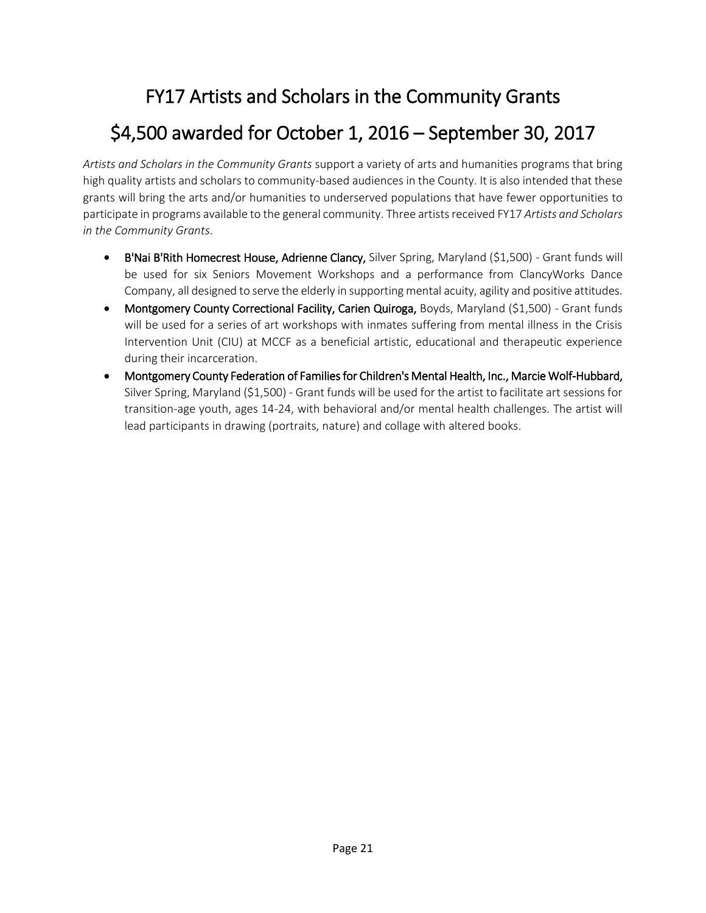# FY17 Artists and Scholars in the Community Grants

# $4,500 awarded for October 1, 2016 – September 30, 2017

*Artists and Scholars in the Community Grants* support a variety of arts and humanities programs that bring high quality artists and scholars to community-based audiences in the County. It is also intended that these grants will bring the arts and/or humanities to underserved populations that have fewer opportunities to participate in programs available to the general community. Three artists received FY17 *Artists and Scholars in the Community Grants*.

- **B'Nai B'Rith Homecrest House, Adrienne Clancy,** Silver Spring, Maryland ($1,500) - Grant funds will be used for six Seniors Movement Workshops and a performance from ClancyWorks Dance Company, all designed to serve the elderly in supporting mental acuity, agility and positive attitudes.
- **Montgomery County Correctional Facility, Carien Quiroga,** Boyds, Maryland ($1,500) - Grant funds will be used for a series of art workshops with inmates suffering from mental illness in the Crisis Intervention Unit (CIU) at MCCF as a beneficial artistic, educational and therapeutic experience during their incarceration.
- **Montgomery County Federation of Families for Children's Mental Health, Inc., Marcie Wolf-Hubbard,** Silver Spring, Maryland ($1,500) - Grant funds will be used for the artist to facilitate art sessions for transition-age youth, ages 14-24, with behavioral and/or mental health challenges. The artist will lead participants in drawing (portraits, nature) and collage with altered books.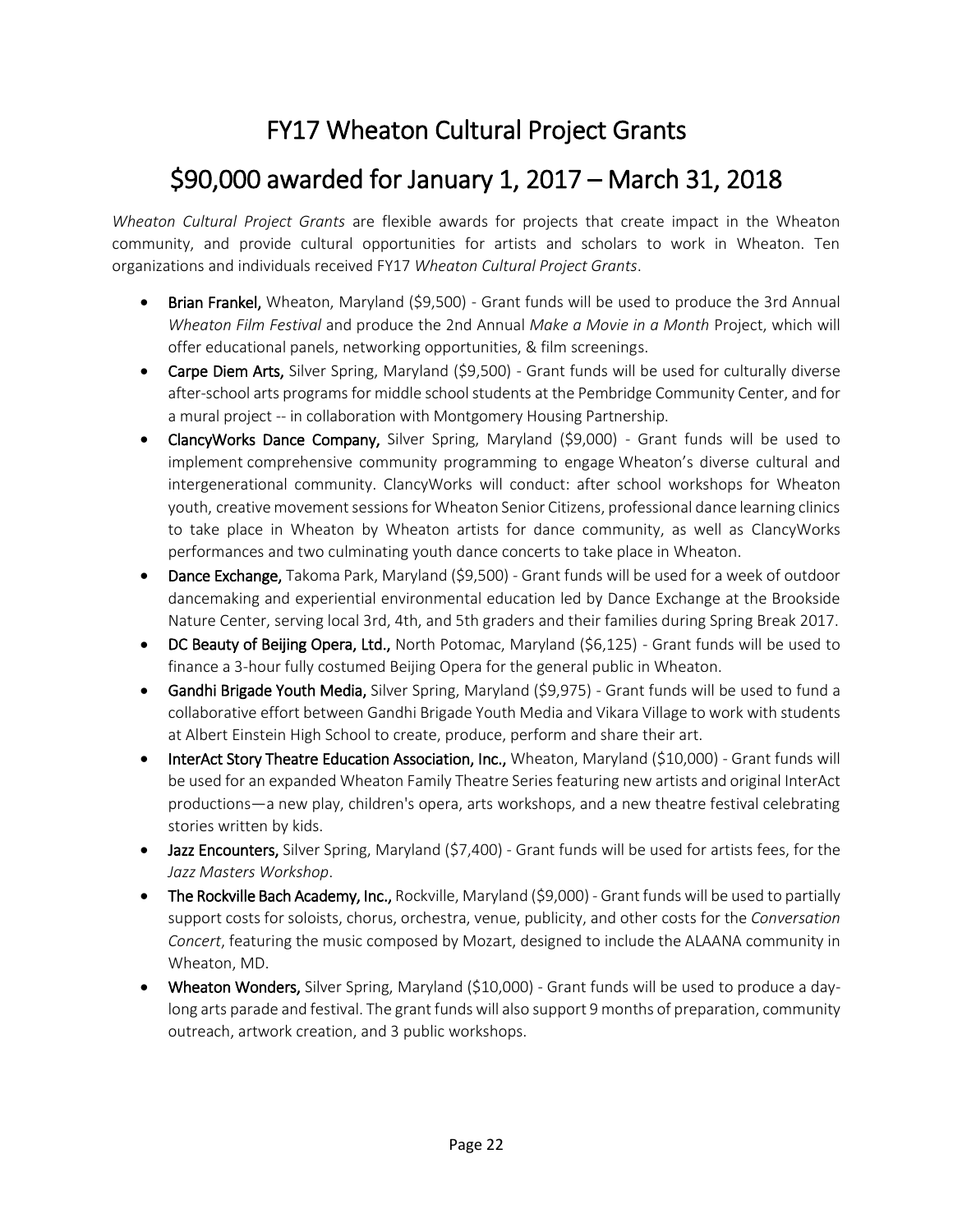# FY17 Wheaton Cultural Project Grants

# $90,000 awarded for January 1, 2017 – March 31, 2018

*Wheaton Cultural Project Grants* are flexible awards for projects that create impact in the Wheaton community, and provide cultural opportunities for artists and scholars to work in Wheaton. Ten organizations and individuals received FY17 *Wheaton Cultural Project Grants*.

- **Brian Frankel,** Wheaton, Maryland ($9,500) - Grant funds will be used to produce the 3rd Annual *Wheaton Film Festival* and produce the 2nd Annual *Make a Movie in a Month* Project, which will offer educational panels, networking opportunities, & film screenings.
- **Carpe Diem Arts,** Silver Spring, Maryland ($9,500) - Grant funds will be used for culturally diverse after-school arts programs for middle school students at the Pembridge Community Center, and for a mural project -- in collaboration with Montgomery Housing Partnership.
- **ClancyWorks Dance Company,** Silver Spring, Maryland ($9,000) - Grant funds will be used to implement comprehensive community programming to engage Wheaton's diverse cultural and intergenerational community. ClancyWorks will conduct: after school workshops for Wheaton youth, creative movement sessions for Wheaton Senior Citizens, professional dance learning clinics to take place in Wheaton by Wheaton artists for dance community, as well as ClancyWorks performances and two culminating youth dance concerts to take place in Wheaton.
- **Dance Exchange,** Takoma Park, Maryland ($9,500) - Grant funds will be used for a week of outdoor dancemaking and experiential environmental education led by Dance Exchange at the Brookside Nature Center, serving local 3rd, 4th, and 5th graders and their families during Spring Break 2017.
- **DC Beauty of Beijing Opera, Ltd.,** North Potomac, Maryland ($6,125) - Grant funds will be used to finance a 3-hour fully costumed Beijing Opera for the general public in Wheaton.
- **Gandhi Brigade Youth Media,** Silver Spring, Maryland ($9,975) - Grant funds will be used to fund a collaborative effort between Gandhi Brigade Youth Media and Vikara Village to work with students at Albert Einstein High School to create, produce, perform and share their art.
- **InterAct Story Theatre Education Association, Inc.,** Wheaton, Maryland ($10,000) - Grant funds will be used for an expanded Wheaton Family Theatre Series featuring new artists and original InterAct productions—a new play, children's opera, arts workshops, and a new theatre festival celebrating stories written by kids.
- **Jazz Encounters,** Silver Spring, Maryland ($7,400) - Grant funds will be used for artists fees, for the *Jazz Masters Workshop*.
- **The Rockville Bach Academy, Inc.,** Rockville, Maryland ($9,000) - Grant funds will be used to partially support costs for soloists, chorus, orchestra, venue, publicity, and other costs for the *Conversation Concert*, featuring the music composed by Mozart, designed to include the ALAANA community in Wheaton, MD.
- **Wheaton Wonders,** Silver Spring, Maryland ($10,000) - Grant funds will be used to produce a day-long arts parade and festival. The grant funds will also support 9 months of preparation, community outreach, artwork creation, and 3 public workshops.